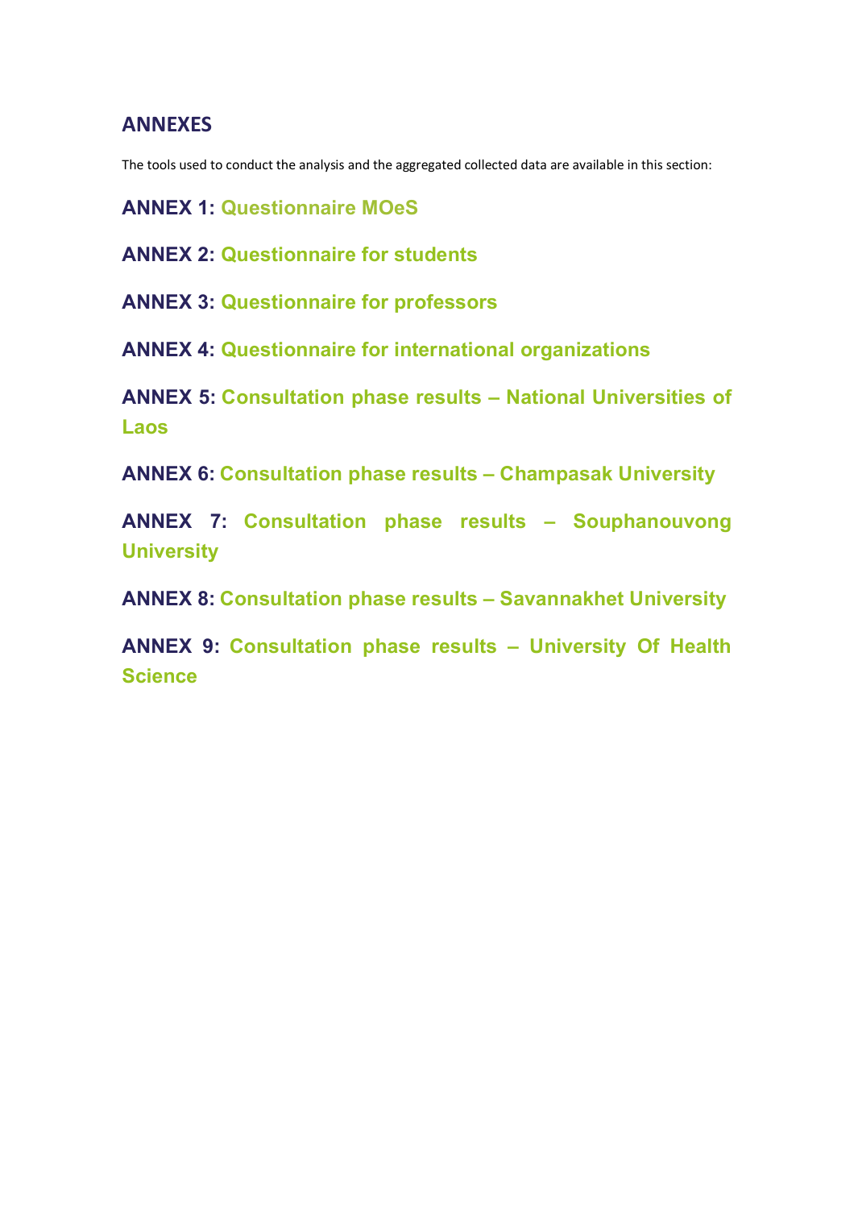## ANNEXES

The tools used to conduct the analysis and the aggregated collected data are available in this section:

**ANNEX 1: Questionnaire MOeS**

**ANNEX 2: Questionnaire for students**

**ANNEX 3: Questionnaire for professors**

**ANNEX 4: Questionnaire for international organizations**

**ANNEX 5: Consultation phase results – National Universities of Laos**

**ANNEX 6: Consultation phase results – Champasak University**

**ANNEX 7: Consultation phase results – Souphanouvong University**

**ANNEX 8: Consultation phase results – Savannakhet University**

**ANNEX 9: Consultation phase results – University Of Health Science**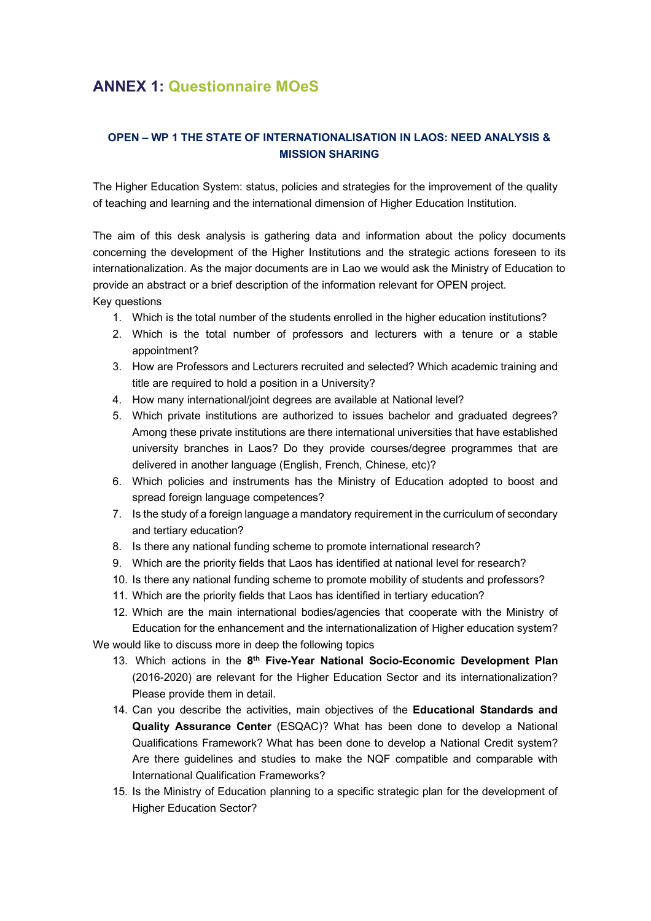## ANNEX 1: Questionnaire MOeS

**OPEN – WP 1 THE STATE OF INTERNATIONALISATION IN LAOS: NEED ANALYSIS & MISSION SHARING**

The Higher Education System: status, policies and strategies for the improvement of the quality of teaching and learning and the international dimension of Higher Education Institution.

The aim of this desk analysis is gathering data and information about the policy documents concerning the development of the Higher Institutions and the strategic actions foreseen to its internationalization. As the major documents are in Lao we would ask the Ministry of Education to provide an abstract or a brief description of the information relevant for OPEN project.

Key questions

1. Which is the total number of the students enrolled in the higher education institutions?
2. Which is the total number of professors and lecturers with a tenure or a stable appointment?
3. How are Professors and Lecturers recruited and selected? Which academic training and title are required to hold a position in a University?
4. How many international/joint degrees are available at National level?
5. Which private institutions are authorized to issues bachelor and graduated degrees? Among these private institutions are there international universities that have established university branches in Laos? Do they provide courses/degree programmes that are delivered in another language (English, French, Chinese, etc)?
6. Which policies and instruments has the Ministry of Education adopted to boost and spread foreign language competences?
7. Is the study of a foreign language a mandatory requirement in the curriculum of secondary and tertiary education?
8. Is there any national funding scheme to promote international research?
9. Which are the priority fields that Laos has identified at national level for research?
10. Is there any national funding scheme to promote mobility of students and professors?
11. Which are the priority fields that Laos has identified in tertiary education?
12. Which are the main international bodies/agencies that cooperate with the Ministry of Education for the enhancement and the internationalization of Higher education system?

We would like to discuss more in deep the following topics

13. Which actions in the **8th Five-Year National Socio-Economic Development Plan** (2016-2020) are relevant for the Higher Education Sector and its internationalization? Please provide them in detail.
14. Can you describe the activities, main objectives of the **Educational Standards and Quality Assurance Center** (ESQAC)? What has been done to develop a National Qualifications Framework? What has been done to develop a National Credit system? Are there guidelines and studies to make the NQF compatible and comparable with International Qualification Frameworks?
15. Is the Ministry of Education planning to a specific strategic plan for the development of Higher Education Sector?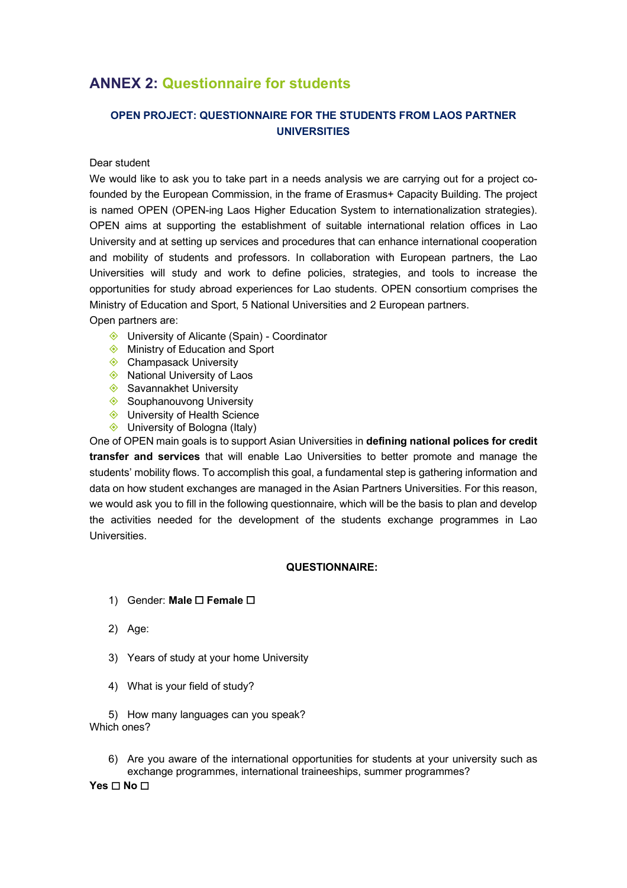## ANNEX 2: Questionnaire for students

### OPEN PROJECT: QUESTIONNAIRE FOR THE STUDENTS FROM LAOS PARTNER UNIVERSITIES

Dear student

We would like to ask you to take part in a needs analysis we are carrying out for a project co-founded by the European Commission, in the frame of Erasmus+ Capacity Building. The project is named OPEN (OPEN-ing Laos Higher Education System to internationalization strategies). OPEN aims at supporting the establishment of suitable international relation offices in Lao University and at setting up services and procedures that can enhance international cooperation and mobility of students and professors. In collaboration with European partners, the Lao Universities will study and work to define policies, strategies, and tools to increase the opportunities for study abroad experiences for Lao students. OPEN consortium comprises the Ministry of Education and Sport, 5 National Universities and 2 European partners.

Open partners are:

- University of Alicante (Spain) - Coordinator
- Ministry of Education and Sport
- Champasack University
- National University of Laos
- Savannakhet University
- Souphanouvong University
- University of Health Science
- University of Bologna (Italy)

One of OPEN main goals is to support Asian Universities in **defining national polices for credit transfer and services** that will enable Lao Universities to better promote and manage the students' mobility flows. To accomplish this goal, a fundamental step is gathering information and data on how student exchanges are managed in the Asian Partners Universities. For this reason, we would ask you to fill in the following questionnaire, which will be the basis to plan and develop the activities needed for the development of the students exchange programmes in Lao Universities.

**QUESTIONNAIRE:**

1) Gender: **Male ☐ Female ☐**

2) Age:

3) Years of study at your home University

4) What is your field of study?

5) How many languages can you speak?
Which ones?

6) Are you aware of the international opportunities for students at your university such as exchange programmes, international traineeships, summer programmes?

**Yes ☐ No ☐**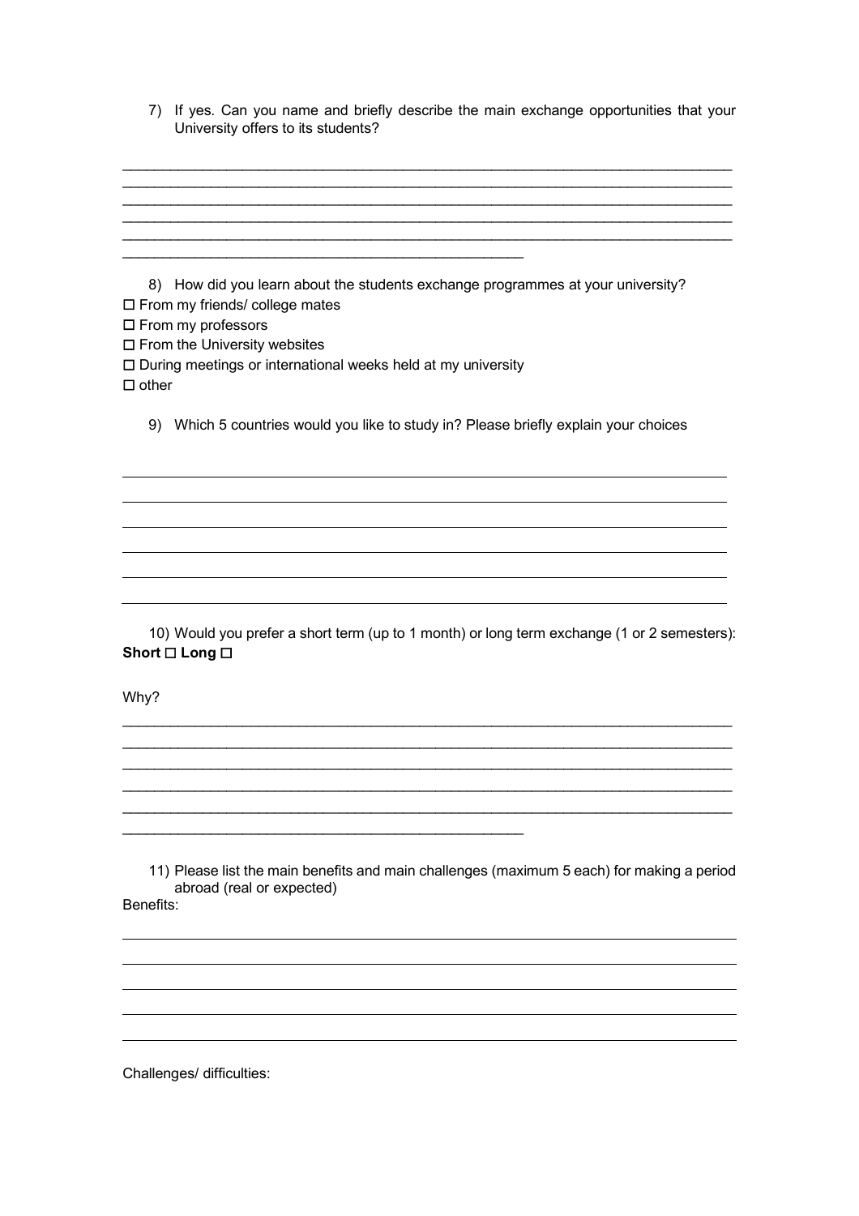7) If yes. Can you name and briefly describe the main exchange opportunities that your University offers to its students?

\_\_\_\_\_\_\_\_\_\_\_\_\_\_\_\_\_\_\_\_\_\_\_\_\_\_\_\_\_\_\_\_\_\_\_\_\_\_\_\_\_\_\_\_\_\_\_\_\_\_\_\_\_\_\_\_\_\_\_\_\_\_\_\_\_\_\_\_\_\_
\_\_\_\_\_\_\_\_\_\_\_\_\_\_\_\_\_\_\_\_\_\_\_\_\_\_\_\_\_\_\_\_\_\_\_\_\_\_\_\_\_\_\_\_\_\_\_\_\_\_\_\_\_\_\_\_\_\_\_\_\_\_\_\_\_\_\_\_\_\_
\_\_\_\_\_\_\_\_\_\_\_\_\_\_\_\_\_\_\_\_\_\_\_\_\_\_\_\_\_\_\_\_\_\_\_\_\_\_\_\_\_\_\_\_\_\_\_\_\_\_\_\_\_\_\_\_\_\_\_\_\_\_\_\_\_\_\_\_\_\_
\_\_\_\_\_\_\_\_\_\_\_\_\_\_\_\_\_\_\_\_\_\_\_\_\_\_\_\_\_\_\_\_\_\_\_\_\_\_\_\_\_\_\_\_\_\_\_\_\_\_\_\_\_\_\_\_\_\_\_\_\_\_\_\_\_\_\_\_\_\_
\_\_\_\_\_\_\_\_\_\_\_\_\_\_\_\_\_\_\_\_\_\_\_\_\_\_\_\_\_\_\_\_\_\_\_\_\_\_\_\_\_\_\_\_\_\_\_\_\_\_\_\_\_\_\_\_\_\_\_\_\_\_\_\_\_\_\_\_\_\_
\_\_\_\_\_\_\_\_\_\_\_\_\_\_\_\_\_\_\_\_\_\_\_\_\_\_\_\_\_\_\_\_\_\_\_\_\_\_\_\_\_\_\_\_\_\_\_

8) How did you learn about the students exchange programmes at your university?

☐ From my friends/ college mates
☐ From my professors
☐ From the University websites
☐ During meetings or international weeks held at my university
☐ other

9) Which 5 countries would you like to study in? Please briefly explain your choices

\_\_\_\_\_\_\_\_\_\_\_\_\_\_\_\_\_\_\_\_\_\_\_\_\_\_\_\_\_\_\_\_\_\_\_\_\_\_\_\_\_\_\_\_\_\_\_\_\_\_\_\_\_\_\_\_\_\_\_\_\_\_\_\_\_\_\_\_\_\_
\_\_\_\_\_\_\_\_\_\_\_\_\_\_\_\_\_\_\_\_\_\_\_\_\_\_\_\_\_\_\_\_\_\_\_\_\_\_\_\_\_\_\_\_\_\_\_\_\_\_\_\_\_\_\_\_\_\_\_\_\_\_\_\_\_\_\_\_\_\_
\_\_\_\_\_\_\_\_\_\_\_\_\_\_\_\_\_\_\_\_\_\_\_\_\_\_\_\_\_\_\_\_\_\_\_\_\_\_\_\_\_\_\_\_\_\_\_\_\_\_\_\_\_\_\_\_\_\_\_\_\_\_\_\_\_\_\_\_\_\_
\_\_\_\_\_\_\_\_\_\_\_\_\_\_\_\_\_\_\_\_\_\_\_\_\_\_\_\_\_\_\_\_\_\_\_\_\_\_\_\_\_\_\_\_\_\_\_\_\_\_\_\_\_\_\_\_\_\_\_\_\_\_\_\_\_\_\_\_\_\_
\_\_\_\_\_\_\_\_\_\_\_\_\_\_\_\_\_\_\_\_\_\_\_\_\_\_\_\_\_\_\_\_\_\_\_\_\_\_\_\_\_\_\_\_\_\_\_\_\_\_\_\_\_\_\_\_\_\_\_\_\_\_\_\_\_\_\_\_\_\_
\_\_\_\_\_\_\_\_\_\_\_\_\_\_\_\_\_\_\_\_\_\_\_\_\_\_\_\_\_\_\_\_\_\_\_\_\_\_\_\_\_\_\_\_\_\_\_\_\_\_\_\_\_\_\_\_\_\_\_\_\_\_\_\_\_\_\_\_\_\_

10) Would you prefer a short term (up to 1 month) or long term exchange (1 or 2 semesters):

**Short ☐ Long ☐**

Why?

\_\_\_\_\_\_\_\_\_\_\_\_\_\_\_\_\_\_\_\_\_\_\_\_\_\_\_\_\_\_\_\_\_\_\_\_\_\_\_\_\_\_\_\_\_\_\_\_\_\_\_\_\_\_\_\_\_\_\_\_\_\_\_\_\_\_\_\_\_\_
\_\_\_\_\_\_\_\_\_\_\_\_\_\_\_\_\_\_\_\_\_\_\_\_\_\_\_\_\_\_\_\_\_\_\_\_\_\_\_\_\_\_\_\_\_\_\_\_\_\_\_\_\_\_\_\_\_\_\_\_\_\_\_\_\_\_\_\_\_\_
\_\_\_\_\_\_\_\_\_\_\_\_\_\_\_\_\_\_\_\_\_\_\_\_\_\_\_\_\_\_\_\_\_\_\_\_\_\_\_\_\_\_\_\_\_\_\_\_\_\_\_\_\_\_\_\_\_\_\_\_\_\_\_\_\_\_\_\_\_\_
\_\_\_\_\_\_\_\_\_\_\_\_\_\_\_\_\_\_\_\_\_\_\_\_\_\_\_\_\_\_\_\_\_\_\_\_\_\_\_\_\_\_\_\_\_\_\_\_\_\_\_\_\_\_\_\_\_\_\_\_\_\_\_\_\_\_\_\_\_\_
\_\_\_\_\_\_\_\_\_\_\_\_\_\_\_\_\_\_\_\_\_\_\_\_\_\_\_\_\_\_\_\_\_\_\_\_\_\_\_\_\_\_\_\_\_\_\_\_\_\_\_\_\_\_\_\_\_\_\_\_\_\_\_\_\_\_\_\_\_\_
\_\_\_\_\_\_\_\_\_\_\_\_\_\_\_\_\_\_\_\_\_\_\_\_\_\_\_\_\_\_\_\_\_\_\_\_\_\_\_\_\_\_\_\_\_\_\_

11) Please list the main benefits and main challenges (maximum 5 each) for making a period abroad (real or expected)

Benefits:

\_\_\_\_\_\_\_\_\_\_\_\_\_\_\_\_\_\_\_\_\_\_\_\_\_\_\_\_\_\_\_\_\_\_\_\_\_\_\_\_\_\_\_\_\_\_\_\_\_\_\_\_\_\_\_\_\_\_\_\_\_\_\_\_\_\_\_\_\_\_
\_\_\_\_\_\_\_\_\_\_\_\_\_\_\_\_\_\_\_\_\_\_\_\_\_\_\_\_\_\_\_\_\_\_\_\_\_\_\_\_\_\_\_\_\_\_\_\_\_\_\_\_\_\_\_\_\_\_\_\_\_\_\_\_\_\_\_\_\_\_
\_\_\_\_\_\_\_\_\_\_\_\_\_\_\_\_\_\_\_\_\_\_\_\_\_\_\_\_\_\_\_\_\_\_\_\_\_\_\_\_\_\_\_\_\_\_\_\_\_\_\_\_\_\_\_\_\_\_\_\_\_\_\_\_\_\_\_\_\_\_
\_\_\_\_\_\_\_\_\_\_\_\_\_\_\_\_\_\_\_\_\_\_\_\_\_\_\_\_\_\_\_\_\_\_\_\_\_\_\_\_\_\_\_\_\_\_\_\_\_\_\_\_\_\_\_\_\_\_\_\_\_\_\_\_\_\_\_\_\_\_
\_\_\_\_\_\_\_\_\_\_\_\_\_\_\_\_\_\_\_\_\_\_\_\_\_\_\_\_\_\_\_\_\_\_\_\_\_\_\_\_\_\_\_\_\_\_\_\_\_\_\_\_\_\_\_\_\_\_\_\_\_\_\_\_\_\_\_\_\_\_

Challenges/ difficulties: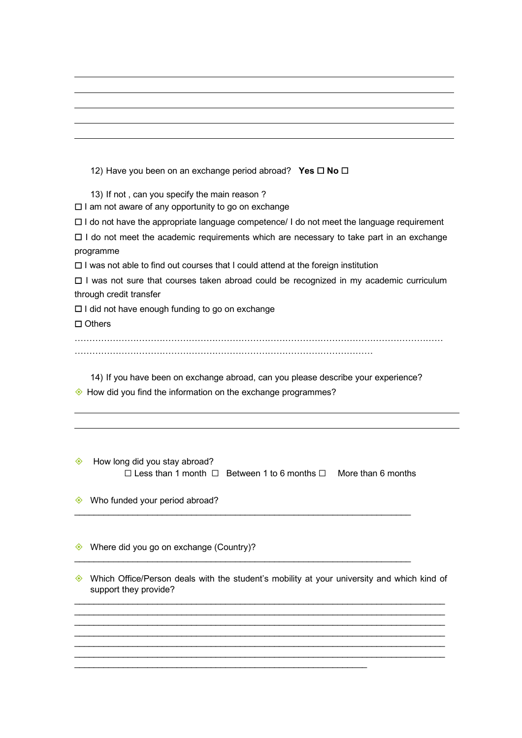12) Have you been on an exchange period abroad? **Yes ☐ No ☐**

13) If not , can you specify the main reason ?

☐ I am not aware of any opportunity to go on exchange

☐ I do not have the appropriate language competence/ I do not meet the language requirement

☐ I do not meet the academic requirements which are necessary to take part in an exchange programme

☐ I was not able to find out courses that I could attend at the foreign institution

☐ I was not sure that courses taken abroad could be recognized in my academic curriculum through credit transfer

☐ I did not have enough funding to go on exchange

☐ Others

…………………………………………………………………………………………………………………
………………………………………………………………………………………

14) If you have been on exchange abroad, can you please describe your experience?

- How did you find the information on the exchange programmes?

- How long did you stay abroad?
  ☐ Less than 1 month ☐ Between 1 to 6 months ☐ More than 6 months

- Who funded your period abroad?

- Where did you go on exchange (Country)?

- Which Office/Person deals with the student's mobility at your university and which kind of support they provide?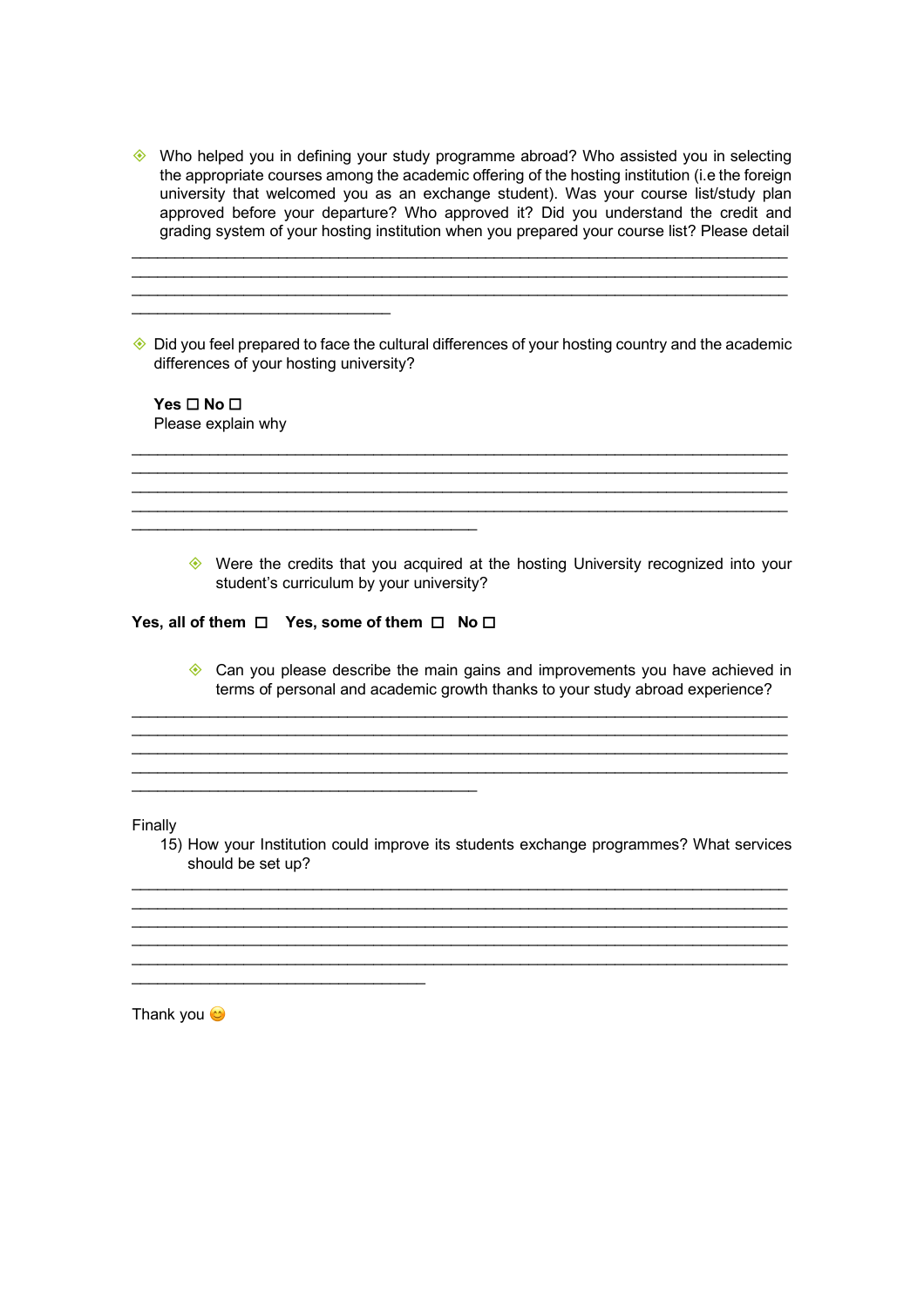- Who helped you in defining your study programme abroad? Who assisted you in selecting the appropriate courses among the academic offering of the hosting institution (i.e the foreign university that welcomed you as an exchange student). Was your course list/study plan approved before your departure? Who approved it? Did you understand the credit and grading system of your hosting institution when you prepared your course list? Please detail

______________________________________________________________________________
______________________________________________________________________________
______________________________________________________________________________
______________________________

- Did you feel prepared to face the cultural differences of your hosting country and the academic differences of your hosting university?

  **Yes ☐ No ☐**
  Please explain why

______________________________________________________________________________
______________________________________________________________________________
______________________________________________________________________________
______________________________________________________________________________
________________________________________

- Were the credits that you acquired at the hosting University recognized into your student's curriculum by your university?

**Yes, all of them ☐   Yes, some of them ☐   No ☐**

- Can you please describe the main gains and improvements you have achieved in terms of personal and academic growth thanks to your study abroad experience?

______________________________________________________________________________
______________________________________________________________________________
______________________________________________________________________________
______________________________________________________________________________
________________________________________

Finally

15) How your Institution could improve its students exchange programmes? What services should be set up?

______________________________________________________________________________
______________________________________________________________________________
______________________________________________________________________________
______________________________________________________________________________
______________________________________________________________________________
__________________________________

Thank you 😊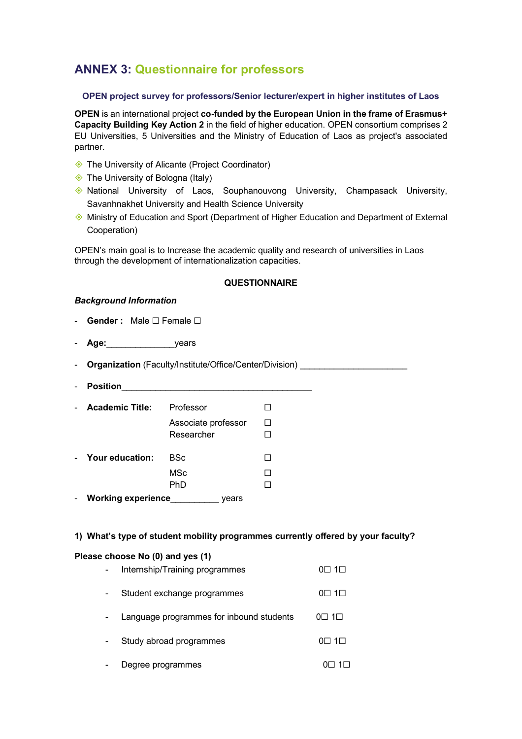## ANNEX 3: Questionnaire for professors

### OPEN project survey for professors/Senior lecturer/expert in higher institutes of Laos

**OPEN** is an international project **co-funded by the European Union in the frame of Erasmus+ Capacity Building Key Action 2** in the field of higher education. OPEN consortium comprises 2 EU Universities, 5 Universities and the Ministry of Education of Laos as project's associated partner.

- The University of Alicante (Project Coordinator)
- The University of Bologna (Italy)
- National University of Laos, Souphanouvong University, Champasack University, Savanhnakhet University and Health Science University
- Ministry of Education and Sport (Department of Higher Education and Department of External Cooperation)

OPEN's main goal is to Increase the academic quality and research of universities in Laos through the development of internationalization capacities.

**QUESTIONNAIRE**

***Background Information***

- **Gender :** Male ☐ Female ☐
- **Age:**______________years
- **Organization** (Faculty/Institute/Office/Center/Division) ______________________
- **Position**________________________________________
- **Academic Title:**
  - Professor ☐
  - Associate professor ☐
  - Researcher ☐
- **Your education:**
  - BSc ☐
  - MSc ☐
  - PhD ☐
- **Working experience**__________ years

**1) What's type of student mobility programmes currently offered by your faculty?**

**Please choose No (0) and yes (1)**

- Internship/Training programmes 0☐ 1☐
- Student exchange programmes 0☐ 1☐
- Language programmes for inbound students 0☐ 1☐
- Study abroad programmes 0☐ 1☐
- Degree programmes 0☐ 1☐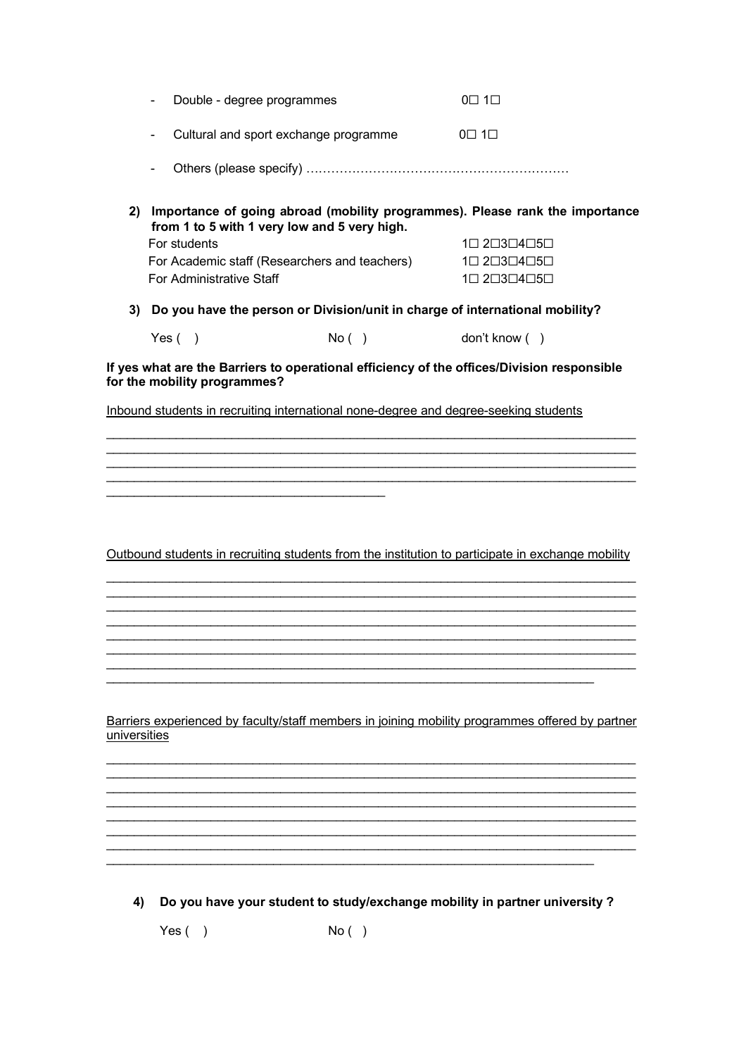- Double - degree programmes 0☐ 1☐
- Cultural and sport exchange programme 0☐ 1☐
- Others (please specify) ……………………………………………………….

2) **Importance of going abroad (mobility programmes). Please rank the importance from 1 to 5 with 1 very low and 5 very high.**

| | |
|---|---|
| For students | 1☐ 2☐3☐4☐5☐ |
| For Academic staff (Researchers and teachers) | 1☐ 2☐3☐4☐5☐ |
| For Administrative Staff | 1☐ 2☐3☐4☐5☐ |

3) **Do you have the person or Division/unit in charge of international mobility?**

Yes ( ) No ( ) don't know ( )

**If yes what are the Barriers to operational efficiency of the offices/Division responsible for the mobility programmes?**

<u>Inbound students in recruiting international none-degree and degree-seeking students</u>

_______________________________________________________________________________
_______________________________________________________________________________
_______________________________________________________________________________
_______________________________________________________________________________
_________________________________________

<u>Outbound students in recruiting students from the institution to participate in exchange mobility</u>

_______________________________________________________________________________
_______________________________________________________________________________
_______________________________________________________________________________
_______________________________________________________________________________
_______________________________________________________________________________
_______________________________________________________________________________
_______________________________________________________________________________
_________________________________________________________________________

<u>Barriers experienced by faculty/staff members in joining mobility programmes offered by partner universities</u>

_______________________________________________________________________________
_______________________________________________________________________________
_______________________________________________________________________________
_______________________________________________________________________________
_______________________________________________________________________________
_______________________________________________________________________________
_______________________________________________________________________________
_________________________________________________________________________

4) **Do you have your student to study/exchange mobility in partner university ?**

Yes ( ) No ( )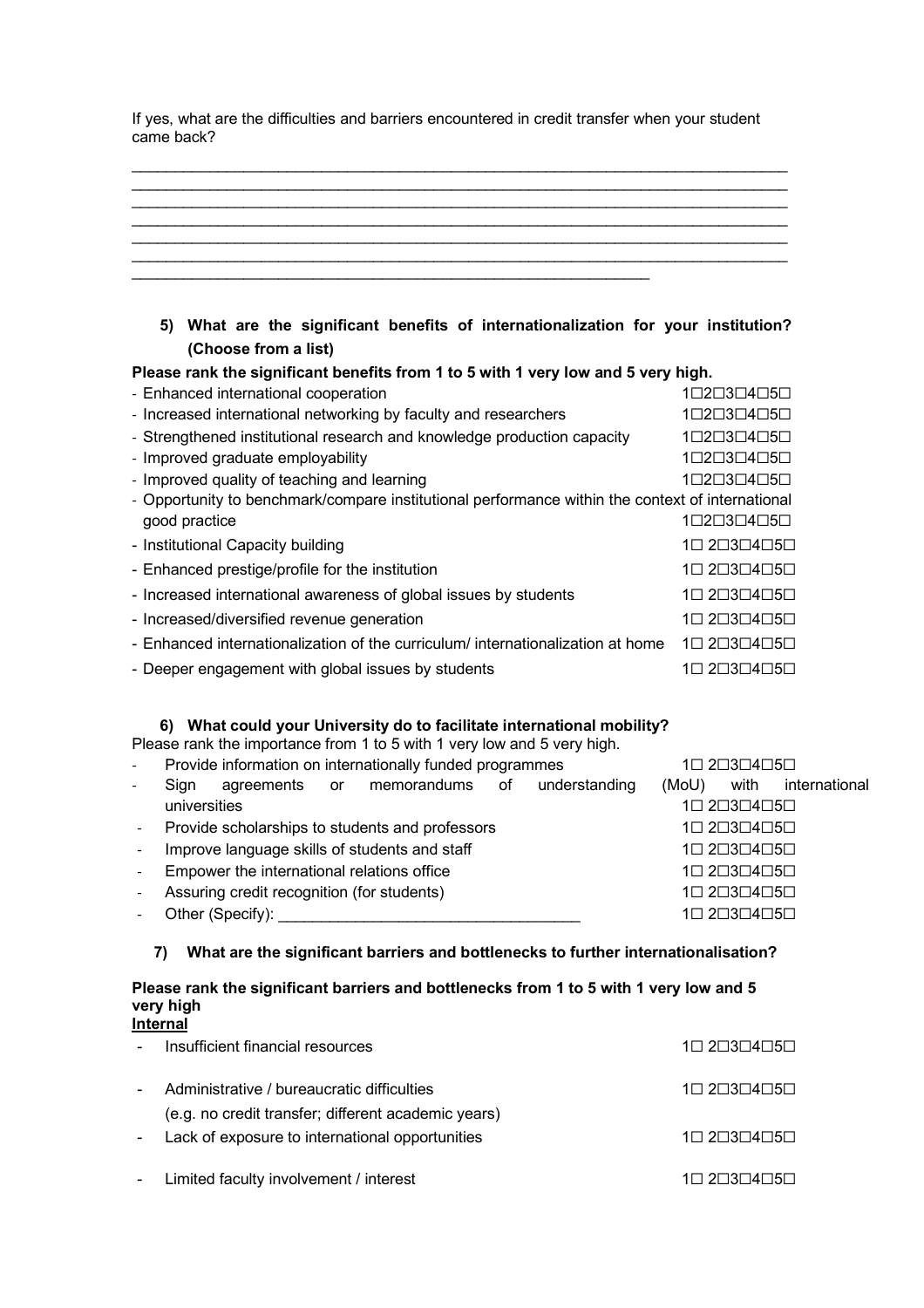If yes, what are the difficulties and barriers encountered in credit transfer when your student came back?

___________________________________________________________________________
___________________________________________________________________________
___________________________________________________________________________
___________________________________________________________________________
___________________________________________________________________________
___________________________________________________________________________
______________________________________________________________

**5) What are the significant benefits of internationalization for your institution? (Choose from a list)**

**Please rank the significant benefits from 1 to 5 with 1 very low and 5 very high.**

- Enhanced international cooperation 1☐2☐3☐4☐5☐
- Increased international networking by faculty and researchers 1☐2☐3☐4☐5☐
- Strengthened institutional research and knowledge production capacity 1☐2☐3☐4☐5☐
- Improved graduate employability 1☐2☐3☐4☐5☐
- Improved quality of teaching and learning 1☐2☐3☐4☐5☐
- Opportunity to benchmark/compare institutional performance within the context of international good practice 1☐2☐3☐4☐5☐
- Institutional Capacity building 1☐ 2☐3☐4☐5☐
- Enhanced prestige/profile for the institution 1☐ 2☐3☐4☐5☐
- Increased international awareness of global issues by students 1☐ 2☐3☐4☐5☐
- Increased/diversified revenue generation 1☐ 2☐3☐4☐5☐
- Enhanced internationalization of the curriculum/ internationalization at home 1☐ 2☐3☐4☐5☐
- Deeper engagement with global issues by students 1☐ 2☐3☐4☐5☐

**6) What could your University do to facilitate international mobility?**

Please rank the importance from 1 to 5 with 1 very low and 5 very high.

- Provide information on internationally funded programmes 1☐ 2☐3☐4☐5☐
- Sign agreements or memorandums of understanding (MoU) with international universities 1☐ 2☐3☐4☐5☐
- Provide scholarships to students and professors 1☐ 2☐3☐4☐5☐
- Improve language skills of students and staff 1☐ 2☐3☐4☐5☐
- Empower the international relations office 1☐ 2☐3☐4☐5☐
- Assuring credit recognition (for students) 1☐ 2☐3☐4☐5☐
- Other (Specify): ___________________________________ 1☐ 2☐3☐4☐5☐

**7) What are the significant barriers and bottlenecks to further internationalisation?**

**Please rank the significant barriers and bottlenecks from 1 to 5 with 1 very low and 5 very high**

**<u>Internal</u>**

- Insufficient financial resources 1☐ 2☐3☐4☐5☐
- Administrative / bureaucratic difficulties (e.g. no credit transfer; different academic years) 1☐ 2☐3☐4☐5☐
- Lack of exposure to international opportunities 1☐ 2☐3☐4☐5☐
- Limited faculty involvement / interest 1☐ 2☐3☐4☐5☐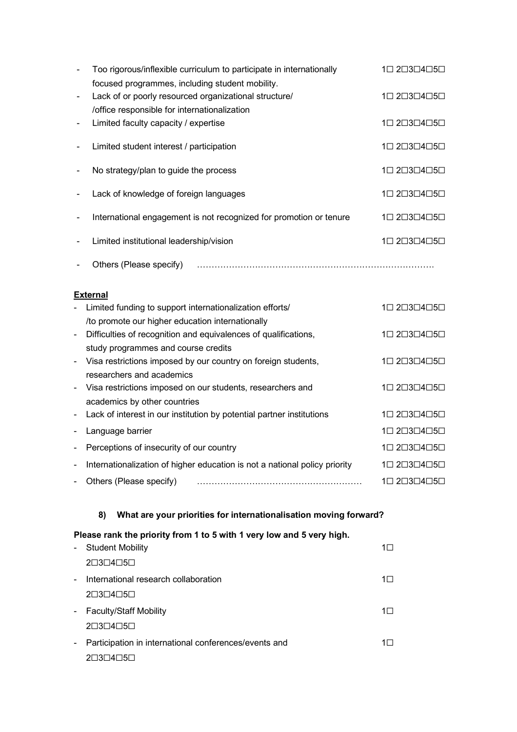- Too rigorous/inflexible curriculum to participate in internationally focused programmes, including student mobility. 1☐ 2☐3☐4☐5☐
- Lack of or poorly resourced organizational structure/ /office responsible for internationalization 1☐ 2☐3☐4☐5☐
- Limited faculty capacity / expertise 1☐ 2☐3☐4☐5☐
- Limited student interest / participation 1☐ 2☐3☐4☐5☐
- No strategy/plan to guide the process 1☐ 2☐3☐4☐5☐
- Lack of knowledge of foreign languages 1☐ 2☐3☐4☐5☐
- International engagement is not recognized for promotion or tenure 1☐ 2☐3☐4☐5☐
- Limited institutional leadership/vision 1☐ 2☐3☐4☐5☐
- Others (Please specify) ……………………………………………………………………….

**External**

- Limited funding to support internationalization efforts/ /to promote our higher education internationally 1☐ 2☐3☐4☐5☐
- Difficulties of recognition and equivalences of qualifications, study programmes and course credits 1☐ 2☐3☐4☐5☐
- Visa restrictions imposed by our country on foreign students, researchers and academics 1☐ 2☐3☐4☐5☐
- Visa restrictions imposed on our students, researchers and academics by other countries 1☐ 2☐3☐4☐5☐
- Lack of interest in our institution by potential partner institutions 1☐ 2☐3☐4☐5☐
- Language barrier 1☐ 2☐3☐4☐5☐
- Perceptions of insecurity of our country 1☐ 2☐3☐4☐5☐
- Internationalization of higher education is not a national policy priority 1☐ 2☐3☐4☐5☐
- Others (Please specify) ……………………………………………………… 1☐ 2☐3☐4☐5☐

**8) What are your priorities for internationalisation moving forward?**

**Please rank the priority from 1 to 5 with 1 very low and 5 very high.**

- Student Mobility 1☐ 2☐3☐4☐5☐
- International research collaboration 1☐ 2☐3☐4☐5☐
- Faculty/Staff Mobility 1☐ 2☐3☐4☐5☐
- Participation in international conferences/events and 1☐ 2☐3☐4☐5☐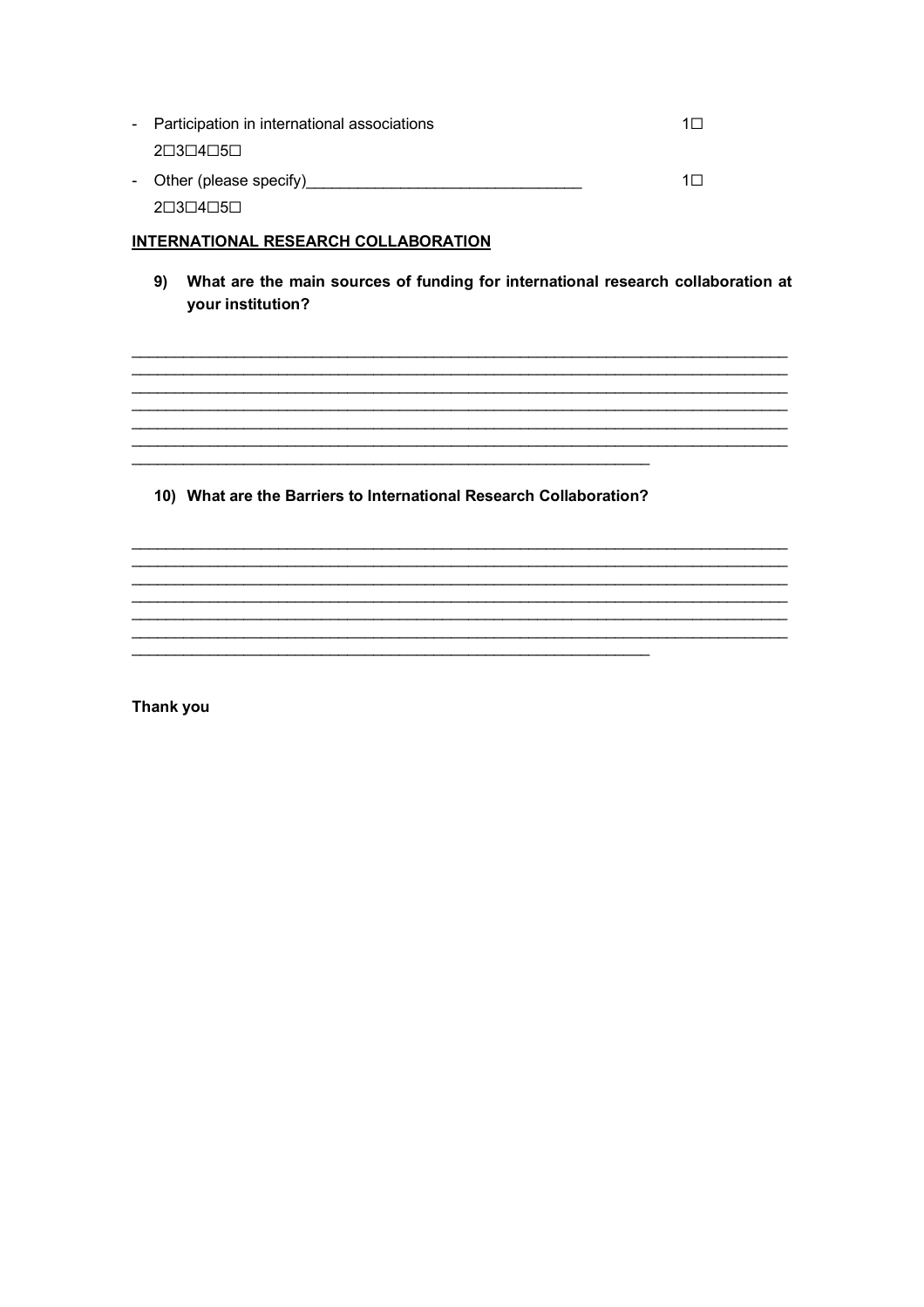- Participation in international associations 1☐ 2☐3☐4☐5☐
- Other (please specify)_______________________________ 1☐ 2☐3☐4☐5☐

**INTERNATIONAL RESEARCH COLLABORATION**

**9) What are the main sources of funding for international research collaboration at your institution?**

______________________________________________________________________________
______________________________________________________________________________
______________________________________________________________________________
______________________________________________________________________________
______________________________________________________________________________
______________________________________________________________________________
______________________________________________________________

**10) What are the Barriers to International Research Collaboration?**

______________________________________________________________________________
______________________________________________________________________________
______________________________________________________________________________
______________________________________________________________________________
______________________________________________________________________________
______________________________________________________________________________
______________________________________________________________

**Thank you**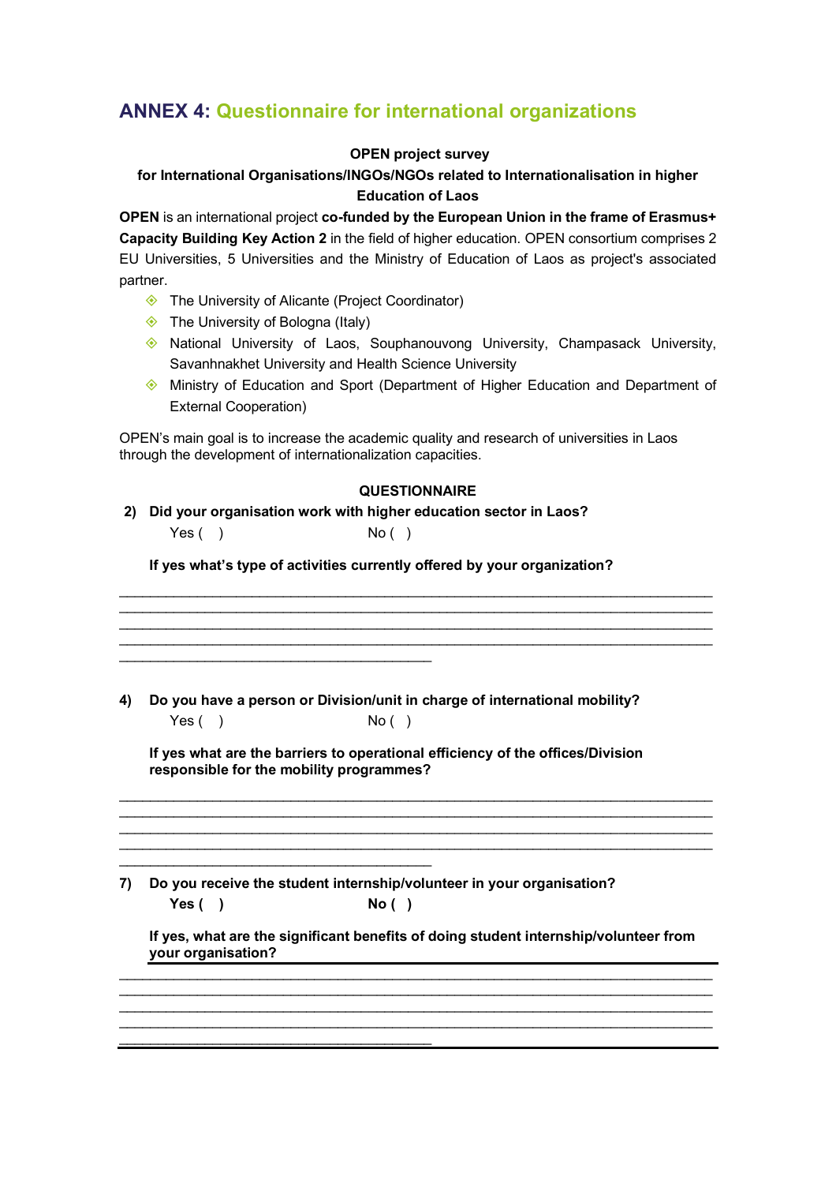## ANNEX 4: Questionnaire for international organizations

**OPEN project survey**

**for International Organisations/INGOs/NGOs related to Internationalisation in higher Education of Laos**

**OPEN** is an international project **co-funded by the European Union in the frame of Erasmus+ Capacity Building Key Action 2** in the field of higher education. OPEN consortium comprises 2 EU Universities, 5 Universities and the Ministry of Education of Laos as project's associated partner.

- The University of Alicante (Project Coordinator)
- The University of Bologna (Italy)
- National University of Laos, Souphanouvong University, Champasack University, Savanhnakhet University and Health Science University
- Ministry of Education and Sport (Department of Higher Education and Department of External Cooperation)

OPEN's main goal is to increase the academic quality and research of universities in Laos through the development of internationalization capacities.

**QUESTIONNAIRE**

**2) Did your organisation work with higher education sector in Laos?**

Yes ( )   No ( )

**If yes what's type of activities currently offered by your organization?**

________________________________________________________________________________
________________________________________________________________________________
________________________________________________________________________________
________________________________________________________________________________
__________________________________________

**4) Do you have a person or Division/unit in charge of international mobility?**

Yes ( )   No ( )

**If yes what are the barriers to operational efficiency of the offices/Division responsible for the mobility programmes?**

________________________________________________________________________________
________________________________________________________________________________
________________________________________________________________________________
________________________________________________________________________________
__________________________________________

**7) Do you receive the student internship/volunteer in your organisation?**

**Yes ( )   No ( )**

**If yes, what are the significant benefits of doing student internship/volunteer from your organisation?**

________________________________________________________________________________
________________________________________________________________________________
________________________________________________________________________________
________________________________________________________________________________
__________________________________________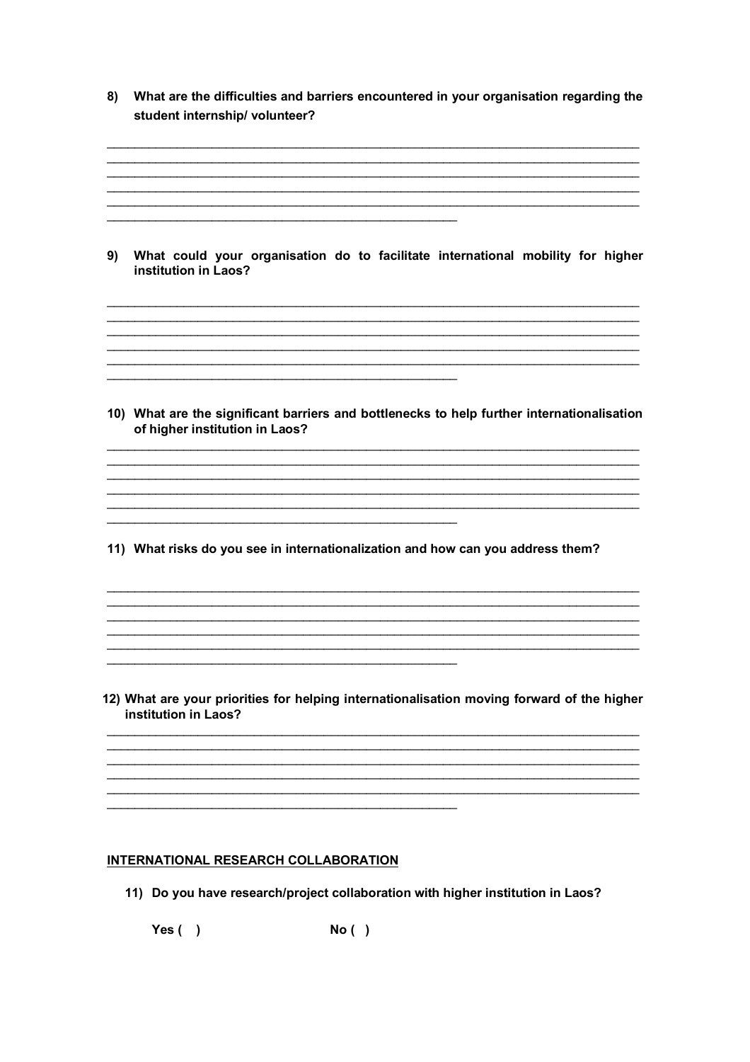8) **What are the difficulties and barriers encountered in your organisation regarding the student internship/ volunteer?**

________________________________________________________________________________
________________________________________________________________________________
________________________________________________________________________________
________________________________________________________________________________
________________________________________________________________________________
____________________________________________________

9) **What could your organisation do to facilitate international mobility for higher institution in Laos?**

________________________________________________________________________________
________________________________________________________________________________
________________________________________________________________________________
________________________________________________________________________________
________________________________________________________________________________
____________________________________________________

10) **What are the significant barriers and bottlenecks to help further internationalisation of higher institution in Laos?**

________________________________________________________________________________
________________________________________________________________________________
________________________________________________________________________________
________________________________________________________________________________
________________________________________________________________________________
____________________________________________________

11) **What risks do you see in internationalization and how can you address them?**

________________________________________________________________________________
________________________________________________________________________________
________________________________________________________________________________
________________________________________________________________________________
________________________________________________________________________________
____________________________________________________

12) **What are your priorities for helping internationalisation moving forward of the higher institution in Laos?**

________________________________________________________________________________
________________________________________________________________________________
________________________________________________________________________________
________________________________________________________________________________
________________________________________________________________________________
____________________________________________________

**<u>INTERNATIONAL RESEARCH COLLABORATION</u>**

11) **Do you have research/project collaboration with higher institution in Laos?**

**Yes ( )** **No ( )**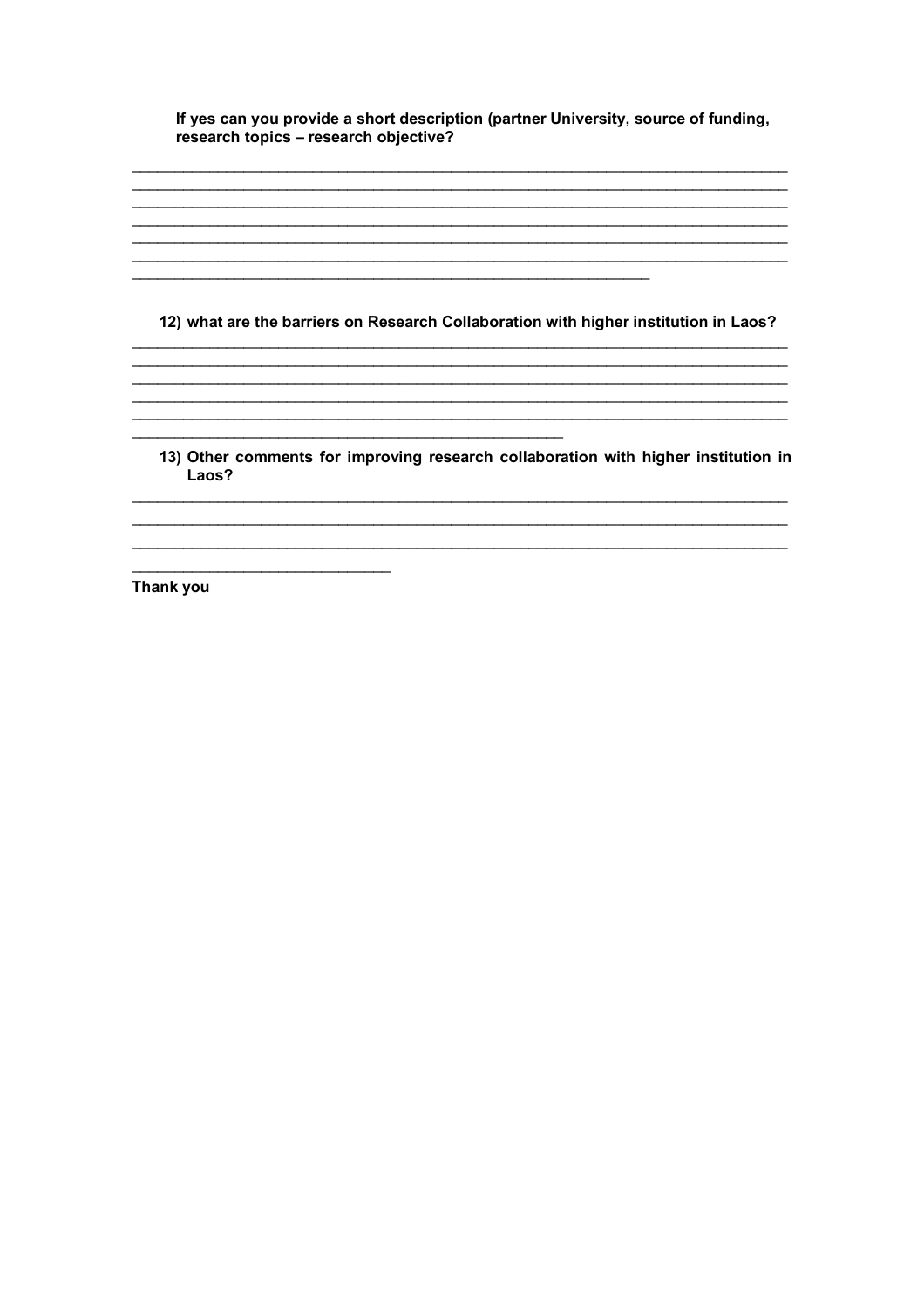**If yes can you provide a short description (partner University, source of funding, research topics – research objective?**

\_\_\_\_\_\_\_\_\_\_\_\_\_\_\_\_\_\_\_\_\_\_\_\_\_\_\_\_\_\_\_\_\_\_\_\_\_\_\_\_\_\_\_\_\_\_\_\_\_\_\_\_\_\_\_\_\_\_\_\_\_\_\_\_\_\_\_\_\_\_\_\_\_\_\_\_
\_\_\_\_\_\_\_\_\_\_\_\_\_\_\_\_\_\_\_\_\_\_\_\_\_\_\_\_\_\_\_\_\_\_\_\_\_\_\_\_\_\_\_\_\_\_\_\_\_\_\_\_\_\_\_\_\_\_\_\_\_\_\_\_\_\_\_\_\_\_\_\_\_\_\_\_
\_\_\_\_\_\_\_\_\_\_\_\_\_\_\_\_\_\_\_\_\_\_\_\_\_\_\_\_\_\_\_\_\_\_\_\_\_\_\_\_\_\_\_\_\_\_\_\_\_\_\_\_\_\_\_\_\_\_\_\_\_\_\_\_\_\_\_\_\_\_\_\_\_\_\_\_
\_\_\_\_\_\_\_\_\_\_\_\_\_\_\_\_\_\_\_\_\_\_\_\_\_\_\_\_\_\_\_\_\_\_\_\_\_\_\_\_\_\_\_\_\_\_\_\_\_\_\_\_\_\_\_\_\_\_\_\_\_\_\_\_\_\_\_\_\_\_\_\_\_\_\_\_
\_\_\_\_\_\_\_\_\_\_\_\_\_\_\_\_\_\_\_\_\_\_\_\_\_\_\_\_\_\_\_\_\_\_\_\_\_\_\_\_\_\_\_\_\_\_\_\_\_\_\_\_\_\_\_\_\_\_\_\_\_\_\_\_\_\_\_\_\_\_\_\_\_\_\_\_
\_\_\_\_\_\_\_\_\_\_\_\_\_\_\_\_\_\_\_\_\_\_\_\_\_\_\_\_\_\_\_\_\_\_\_\_\_\_\_\_\_\_\_\_\_\_\_\_\_\_\_\_\_\_\_\_\_\_\_\_\_\_\_\_\_\_\_\_\_\_\_\_\_\_\_\_
\_\_\_\_\_\_\_\_\_\_\_\_\_\_\_\_\_\_\_\_\_\_\_\_\_\_\_\_\_\_\_\_\_\_\_\_\_\_\_\_\_\_\_\_\_\_\_\_\_\_\_\_\_\_\_\_\_\_\_\_\_\_

**12) what are the barriers on Research Collaboration with higher institution in Laos?**

\_\_\_\_\_\_\_\_\_\_\_\_\_\_\_\_\_\_\_\_\_\_\_\_\_\_\_\_\_\_\_\_\_\_\_\_\_\_\_\_\_\_\_\_\_\_\_\_\_\_\_\_\_\_\_\_\_\_\_\_\_\_\_\_\_\_\_\_\_\_\_\_\_\_\_\_
\_\_\_\_\_\_\_\_\_\_\_\_\_\_\_\_\_\_\_\_\_\_\_\_\_\_\_\_\_\_\_\_\_\_\_\_\_\_\_\_\_\_\_\_\_\_\_\_\_\_\_\_\_\_\_\_\_\_\_\_\_\_\_\_\_\_\_\_\_\_\_\_\_\_\_\_
\_\_\_\_\_\_\_\_\_\_\_\_\_\_\_\_\_\_\_\_\_\_\_\_\_\_\_\_\_\_\_\_\_\_\_\_\_\_\_\_\_\_\_\_\_\_\_\_\_\_\_\_\_\_\_\_\_\_\_\_\_\_\_\_\_\_\_\_\_\_\_\_\_\_\_\_
\_\_\_\_\_\_\_\_\_\_\_\_\_\_\_\_\_\_\_\_\_\_\_\_\_\_\_\_\_\_\_\_\_\_\_\_\_\_\_\_\_\_\_\_\_\_\_\_\_\_\_\_\_\_\_\_\_\_\_\_\_\_\_\_\_\_\_\_\_\_\_\_\_\_\_\_
\_\_\_\_\_\_\_\_\_\_\_\_\_\_\_\_\_\_\_\_\_\_\_\_\_\_\_\_\_\_\_\_\_\_\_\_\_\_\_\_\_\_\_\_\_\_\_\_\_\_\_\_\_\_\_\_\_\_\_\_\_\_\_\_\_\_\_\_\_\_\_\_\_\_\_\_
\_\_\_\_\_\_\_\_\_\_\_\_\_\_\_\_\_\_\_\_\_\_\_\_\_\_\_\_\_\_\_\_\_\_\_\_\_\_\_\_\_\_\_\_\_\_\_\_\_\_\_

**13) Other comments for improving research collaboration with higher institution in Laos?**

\_\_\_\_\_\_\_\_\_\_\_\_\_\_\_\_\_\_\_\_\_\_\_\_\_\_\_\_\_\_\_\_\_\_\_\_\_\_\_\_\_\_\_\_\_\_\_\_\_\_\_\_\_\_\_\_\_\_\_\_\_\_\_\_\_\_\_\_\_\_\_\_\_\_\_\_
\_\_\_\_\_\_\_\_\_\_\_\_\_\_\_\_\_\_\_\_\_\_\_\_\_\_\_\_\_\_\_\_\_\_\_\_\_\_\_\_\_\_\_\_\_\_\_\_\_\_\_\_\_\_\_\_\_\_\_\_\_\_\_\_\_\_\_\_\_\_\_\_\_\_\_\_
\_\_\_\_\_\_\_\_\_\_\_\_\_\_\_\_\_\_\_\_\_\_\_\_\_\_\_\_\_\_\_\_\_\_\_\_\_\_\_\_\_\_\_\_\_\_\_\_\_\_\_\_\_\_\_\_\_\_\_\_\_\_\_\_\_\_\_\_\_\_\_\_\_\_\_\_
\_\_\_\_\_\_\_\_\_\_\_\_\_\_\_\_\_\_\_\_\_\_\_\_\_\_\_\_\_\_

**Thank you**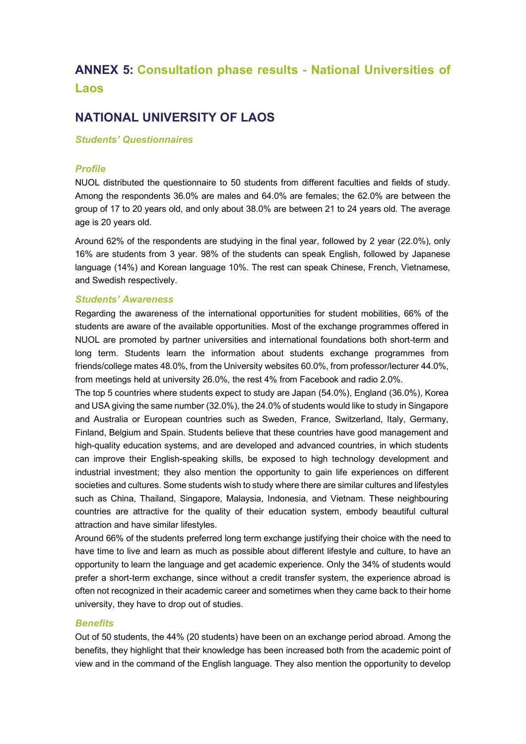# ANNEX 5: Consultation phase results - National Universities of Laos

## NATIONAL UNIVERSITY OF LAOS

### *Students' Questionnaires*

#### *Profile*

NUOL distributed the questionnaire to 50 students from different faculties and fields of study. Among the respondents 36.0% are males and 64.0% are females; the 62.0% are between the group of 17 to 20 years old, and only about 38.0% are between 21 to 24 years old. The average age is 20 years old.

Around 62% of the respondents are studying in the final year, followed by 2 year (22.0%), only 16% are students from 3 year. 98% of the students can speak English, followed by Japanese language (14%) and Korean language 10%. The rest can speak Chinese, French, Vietnamese, and Swedish respectively.

#### *Students' Awareness*

Regarding the awareness of the international opportunities for student mobilities, 66% of the students are aware of the available opportunities. Most of the exchange programmes offered in NUOL are promoted by partner universities and international foundations both short-term and long term. Students learn the information about students exchange programmes from friends/college mates 48.0%, from the University websites 60.0%, from professor/lecturer 44.0%, from meetings held at university 26.0%, the rest 4% from Facebook and radio 2.0%.

The top 5 countries where students expect to study are Japan (54.0%), England (36.0%), Korea and USA giving the same number (32.0%), the 24.0% of students would like to study in Singapore and Australia or European countries such as Sweden, France, Switzerland, Italy, Germany, Finland, Belgium and Spain. Students believe that these countries have good management and high-quality education systems, and are developed and advanced countries, in which students can improve their English-speaking skills, be exposed to high technology development and industrial investment; they also mention the opportunity to gain life experiences on different societies and cultures. Some students wish to study where there are similar cultures and lifestyles such as China, Thailand, Singapore, Malaysia, Indonesia, and Vietnam. These neighbouring countries are attractive for the quality of their education system, embody beautiful cultural attraction and have similar lifestyles.

Around 66% of the students preferred long term exchange justifying their choice with the need to have time to live and learn as much as possible about different lifestyle and culture, to have an opportunity to learn the language and get academic experience. Only the 34% of students would prefer a short-term exchange, since without a credit transfer system, the experience abroad is often not recognized in their academic career and sometimes when they came back to their home university, they have to drop out of studies.

#### *Benefits*

Out of 50 students, the 44% (20 students) have been on an exchange period abroad. Among the benefits, they highlight that their knowledge has been increased both from the academic point of view and in the command of the English language. They also mention the opportunity to develop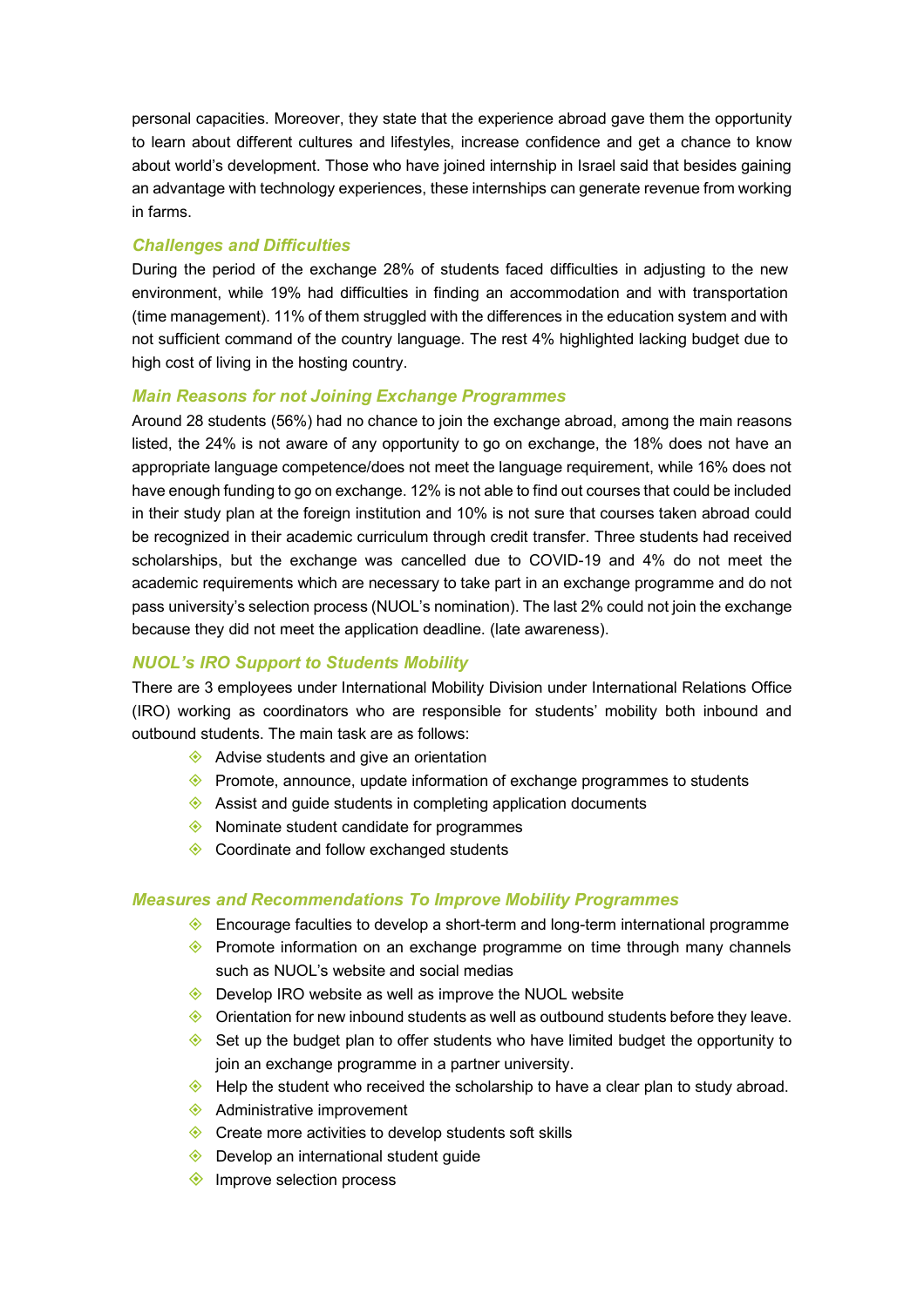personal capacities. Moreover, they state that the experience abroad gave them the opportunity to learn about different cultures and lifestyles, increase confidence and get a chance to know about world's development. Those who have joined internship in Israel said that besides gaining an advantage with technology experiences, these internships can generate revenue from working in farms.

### *Challenges and Difficulties*

During the period of the exchange 28% of students faced difficulties in adjusting to the new environment, while 19% had difficulties in finding an accommodation and with transportation (time management). 11% of them struggled with the differences in the education system and with not sufficient command of the country language. The rest 4% highlighted lacking budget due to high cost of living in the hosting country.

### *Main Reasons for not Joining Exchange Programmes*

Around 28 students (56%) had no chance to join the exchange abroad, among the main reasons listed, the 24% is not aware of any opportunity to go on exchange, the 18% does not have an appropriate language competence/does not meet the language requirement, while 16% does not have enough funding to go on exchange. 12% is not able to find out courses that could be included in their study plan at the foreign institution and 10% is not sure that courses taken abroad could be recognized in their academic curriculum through credit transfer. Three students had received scholarships, but the exchange was cancelled due to COVID-19 and 4% do not meet the academic requirements which are necessary to take part in an exchange programme and do not pass university's selection process (NUOL's nomination). The last 2% could not join the exchange because they did not meet the application deadline. (late awareness).

### *NUOL's IRO Support to Students Mobility*

There are 3 employees under International Mobility Division under International Relations Office (IRO) working as coordinators who are responsible for students' mobility both inbound and outbound students. The main task are as follows:

- Advise students and give an orientation
- Promote, announce, update information of exchange programmes to students
- Assist and guide students in completing application documents
- Nominate student candidate for programmes
- Coordinate and follow exchanged students

### *Measures and Recommendations To Improve Mobility Programmes*

- Encourage faculties to develop a short-term and long-term international programme
- Promote information on an exchange programme on time through many channels such as NUOL's website and social medias
- Develop IRO website as well as improve the NUOL website
- Orientation for new inbound students as well as outbound students before they leave.
- Set up the budget plan to offer students who have limited budget the opportunity to join an exchange programme in a partner university.
- Help the student who received the scholarship to have a clear plan to study abroad.
- Administrative improvement
- Create more activities to develop students soft skills
- Develop an international student guide
- Improve selection process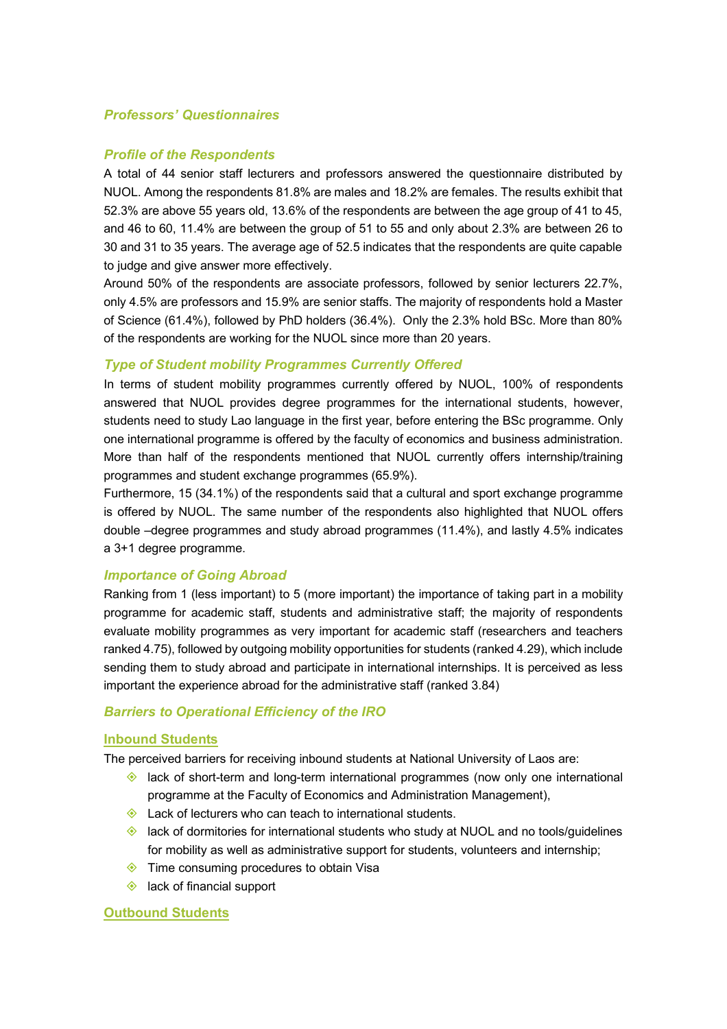### *Professors' Questionnaires*

### *Profile of the Respondents*

A total of 44 senior staff lecturers and professors answered the questionnaire distributed by NUOL. Among the respondents 81.8% are males and 18.2% are females. The results exhibit that 52.3% are above 55 years old, 13.6% of the respondents are between the age group of 41 to 45, and 46 to 60, 11.4% are between the group of 51 to 55 and only about 2.3% are between 26 to 30 and 31 to 35 years. The average age of 52.5 indicates that the respondents are quite capable to judge and give answer more effectively.

Around 50% of the respondents are associate professors, followed by senior lecturers 22.7%, only 4.5% are professors and 15.9% are senior staffs. The majority of respondents hold a Master of Science (61.4%), followed by PhD holders (36.4%). Only the 2.3% hold BSc. More than 80% of the respondents are working for the NUOL since more than 20 years.

### *Type of Student mobility Programmes Currently Offered*

In terms of student mobility programmes currently offered by NUOL, 100% of respondents answered that NUOL provides degree programmes for the international students, however, students need to study Lao language in the first year, before entering the BSc programme. Only one international programme is offered by the faculty of economics and business administration. More than half of the respondents mentioned that NUOL currently offers internship/training programmes and student exchange programmes (65.9%).

Furthermore, 15 (34.1%) of the respondents said that a cultural and sport exchange programme is offered by NUOL. The same number of the respondents also highlighted that NUOL offers double –degree programmes and study abroad programmes (11.4%), and lastly 4.5% indicates a 3+1 degree programme.

### *Importance of Going Abroad*

Ranking from 1 (less important) to 5 (more important) the importance of taking part in a mobility programme for academic staff, students and administrative staff; the majority of respondents evaluate mobility programmes as very important for academic staff (researchers and teachers ranked 4.75), followed by outgoing mobility opportunities for students (ranked 4.29), which include sending them to study abroad and participate in international internships. It is perceived as less important the experience abroad for the administrative staff (ranked 3.84)

### *Barriers to Operational Efficiency of the IRO*

#### Inbound Students

The perceived barriers for receiving inbound students at National University of Laos are:

- lack of short-term and long-term international programmes (now only one international programme at the Faculty of Economics and Administration Management),
- Lack of lecturers who can teach to international students.
- lack of dormitories for international students who study at NUOL and no tools/guidelines for mobility as well as administrative support for students, volunteers and internship;
- Time consuming procedures to obtain Visa
- lack of financial support

#### Outbound Students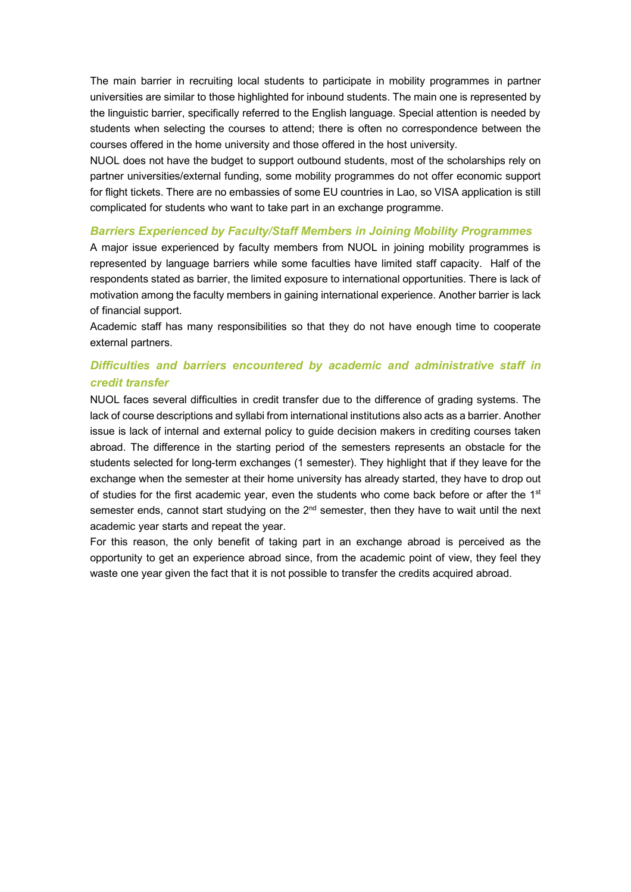The main barrier in recruiting local students to participate in mobility programmes in partner universities are similar to those highlighted for inbound students. The main one is represented by the linguistic barrier, specifically referred to the English language. Special attention is needed by students when selecting the courses to attend; there is often no correspondence between the courses offered in the home university and those offered in the host university.

NUOL does not have the budget to support outbound students, most of the scholarships rely on partner universities/external funding, some mobility programmes do not offer economic support for flight tickets. There are no embassies of some EU countries in Lao, so VISA application is still complicated for students who want to take part in an exchange programme.

### *Barriers Experienced by Faculty/Staff Members in Joining Mobility Programmes*

A major issue experienced by faculty members from NUOL in joining mobility programmes is represented by language barriers while some faculties have limited staff capacity. Half of the respondents stated as barrier, the limited exposure to international opportunities. There is lack of motivation among the faculty members in gaining international experience. Another barrier is lack of financial support.

Academic staff has many responsibilities so that they do not have enough time to cooperate external partners.

### *Difficulties and barriers encountered by academic and administrative staff in credit transfer*

NUOL faces several difficulties in credit transfer due to the difference of grading systems. The lack of course descriptions and syllabi from international institutions also acts as a barrier. Another issue is lack of internal and external policy to guide decision makers in crediting courses taken abroad. The difference in the starting period of the semesters represents an obstacle for the students selected for long-term exchanges (1 semester). They highlight that if they leave for the exchange when the semester at their home university has already started, they have to drop out of studies for the first academic year, even the students who come back before or after the 1st semester ends, cannot start studying on the 2nd semester, then they have to wait until the next academic year starts and repeat the year.

For this reason, the only benefit of taking part in an exchange abroad is perceived as the opportunity to get an experience abroad since, from the academic point of view, they feel they waste one year given the fact that it is not possible to transfer the credits acquired abroad.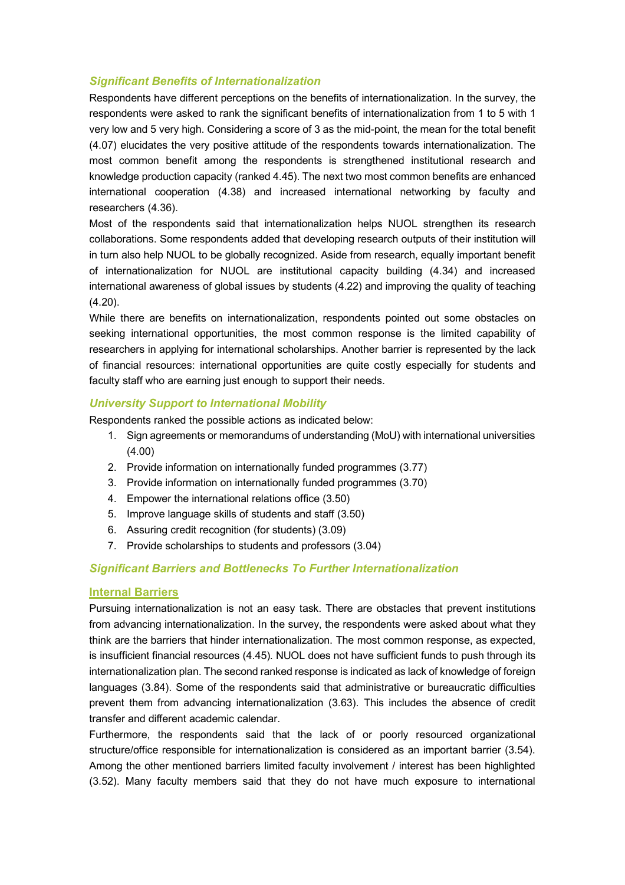### *Significant Benefits of Internationalization*

Respondents have different perceptions on the benefits of internationalization. In the survey, the respondents were asked to rank the significant benefits of internationalization from 1 to 5 with 1 very low and 5 very high. Considering a score of 3 as the mid-point, the mean for the total benefit (4.07) elucidates the very positive attitude of the respondents towards internationalization. The most common benefit among the respondents is strengthened institutional research and knowledge production capacity (ranked 4.45). The next two most common benefits are enhanced international cooperation (4.38) and increased international networking by faculty and researchers (4.36).

Most of the respondents said that internationalization helps NUOL strengthen its research collaborations. Some respondents added that developing research outputs of their institution will in turn also help NUOL to be globally recognized. Aside from research, equally important benefit of internationalization for NUOL are institutional capacity building (4.34) and increased international awareness of global issues by students (4.22) and improving the quality of teaching (4.20).

While there are benefits on internationalization, respondents pointed out some obstacles on seeking international opportunities, the most common response is the limited capability of researchers in applying for international scholarships. Another barrier is represented by the lack of financial resources: international opportunities are quite costly especially for students and faculty staff who are earning just enough to support their needs.

### *University Support to International Mobility*

Respondents ranked the possible actions as indicated below:

1. Sign agreements or memorandums of understanding (MoU) with international universities (4.00)
2. Provide information on internationally funded programmes (3.77)
3. Provide information on internationally funded programmes (3.70)
4. Empower the international relations office (3.50)
5. Improve language skills of students and staff (3.50)
6. Assuring credit recognition (for students) (3.09)
7. Provide scholarships to students and professors (3.04)

### *Significant Barriers and Bottlenecks To Further Internationalization*

#### Internal Barriers

Pursuing internationalization is not an easy task. There are obstacles that prevent institutions from advancing internationalization. In the survey, the respondents were asked about what they think are the barriers that hinder internationalization. The most common response, as expected, is insufficient financial resources (4.45). NUOL does not have sufficient funds to push through its internationalization plan. The second ranked response is indicated as lack of knowledge of foreign languages (3.84). Some of the respondents said that administrative or bureaucratic difficulties prevent them from advancing internationalization (3.63). This includes the absence of credit transfer and different academic calendar.

Furthermore, the respondents said that the lack of or poorly resourced organizational structure/office responsible for internationalization is considered as an important barrier (3.54). Among the other mentioned barriers limited faculty involvement / interest has been highlighted (3.52). Many faculty members said that they do not have much exposure to international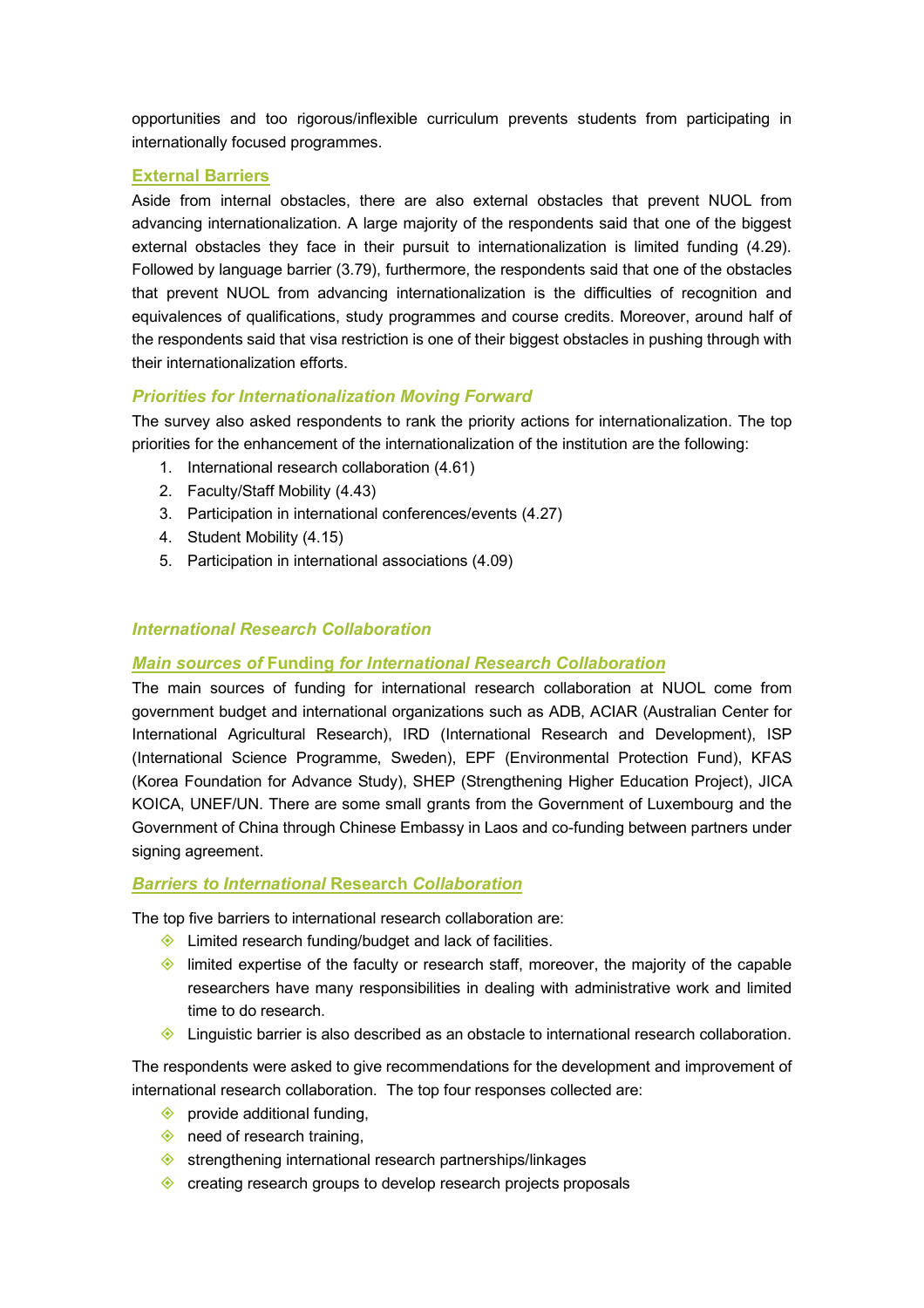opportunities and too rigorous/inflexible curriculum prevents students from participating in internationally focused programmes.

### External Barriers

Aside from internal obstacles, there are also external obstacles that prevent NUOL from advancing internationalization. A large majority of the respondents said that one of the biggest external obstacles they face in their pursuit to internationalization is limited funding (4.29). Followed by language barrier (3.79), furthermore, the respondents said that one of the obstacles that prevent NUOL from advancing internationalization is the difficulties of recognition and equivalences of qualifications, study programmes and course credits. Moreover, around half of the respondents said that visa restriction is one of their biggest obstacles in pushing through with their internationalization efforts.

### *Priorities for Internationalization Moving Forward*

The survey also asked respondents to rank the priority actions for internationalization. The top priorities for the enhancement of the internationalization of the institution are the following:

1. International research collaboration (4.61)
2. Faculty/Staff Mobility (4.43)
3. Participation in international conferences/events (4.27)
4. Student Mobility (4.15)
5. Participation in international associations (4.09)

### *International Research Collaboration*

#### *Main sources of* Funding *for International Research Collaboration*

The main sources of funding for international research collaboration at NUOL come from government budget and international organizations such as ADB, ACIAR (Australian Center for International Agricultural Research), IRD (International Research and Development), ISP (International Science Programme, Sweden), EPF (Environmental Protection Fund), KFAS (Korea Foundation for Advance Study), SHEP (Strengthening Higher Education Project), JICA KOICA, UNEF/UN. There are some small grants from the Government of Luxembourg and the Government of China through Chinese Embassy in Laos and co-funding between partners under signing agreement.

#### *Barriers to International* Research *Collaboration*

The top five barriers to international research collaboration are:

- Limited research funding/budget and lack of facilities.
- limited expertise of the faculty or research staff, moreover, the majority of the capable researchers have many responsibilities in dealing with administrative work and limited time to do research.
- Linguistic barrier is also described as an obstacle to international research collaboration.

The respondents were asked to give recommendations for the development and improvement of international research collaboration. The top four responses collected are:

- provide additional funding,
- need of research training,
- strengthening international research partnerships/linkages
- creating research groups to develop research projects proposals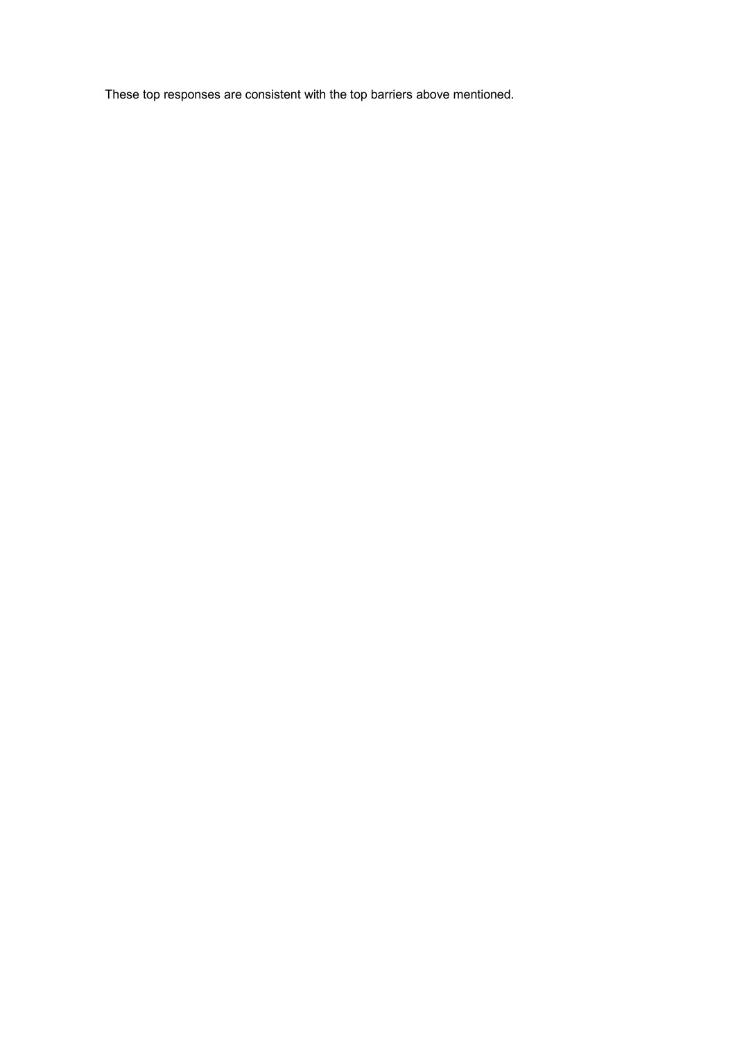These top responses are consistent with the top barriers above mentioned.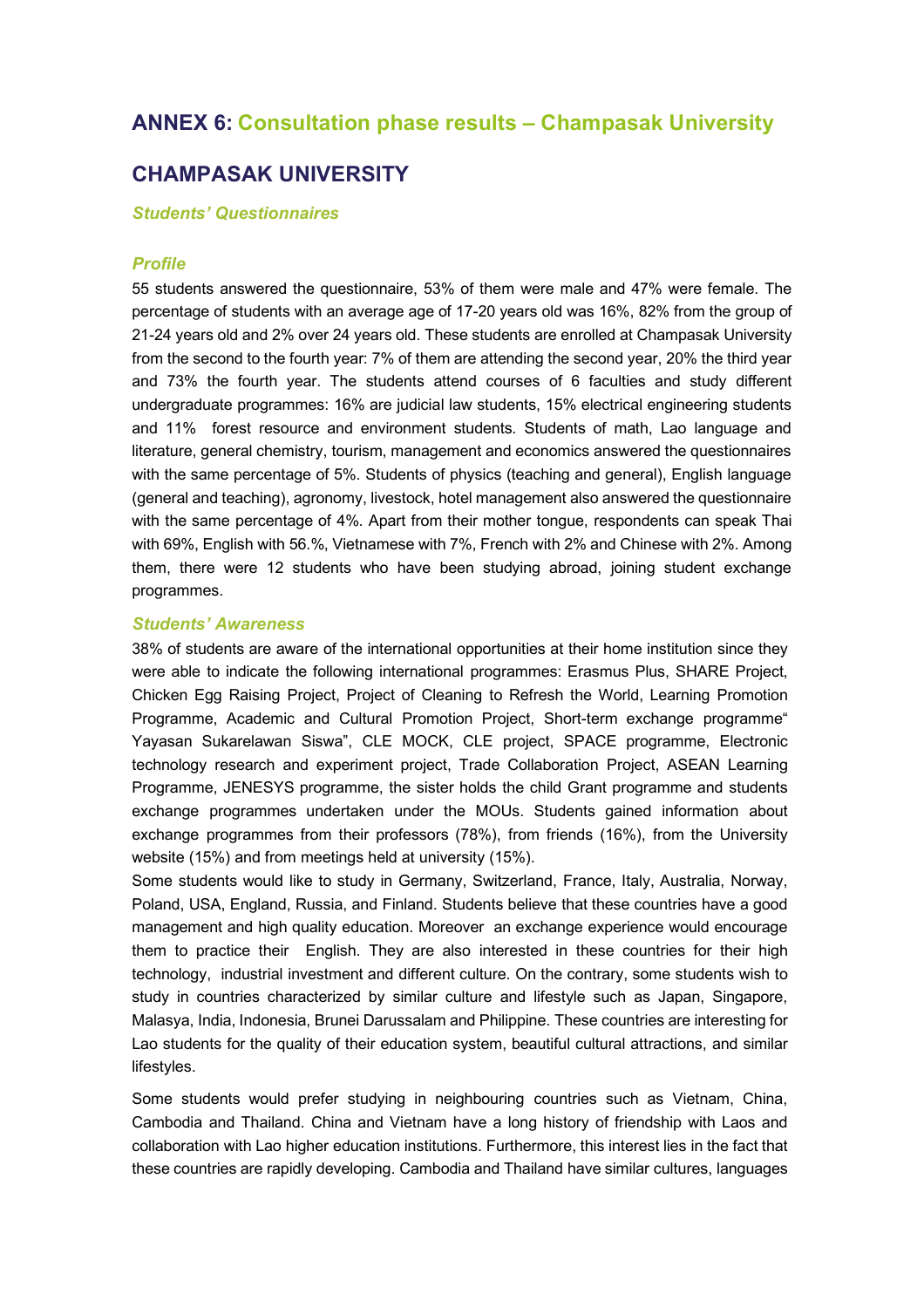## ANNEX 6: Consultation phase results – Champasak University

## CHAMPASAK UNIVERSITY

### *Students' Questionnaires*

#### *Profile*

55 students answered the questionnaire, 53% of them were male and 47% were female. The percentage of students with an average age of 17-20 years old was 16%, 82% from the group of 21-24 years old and 2% over 24 years old. These students are enrolled at Champasak University from the second to the fourth year: 7% of them are attending the second year, 20% the third year and 73% the fourth year. The students attend courses of 6 faculties and study different undergraduate programmes: 16% are judicial law students, 15% electrical engineering students and 11% forest resource and environment students. Students of math, Lao language and literature, general chemistry, tourism, management and economics answered the questionnaires with the same percentage of 5%. Students of physics (teaching and general), English language (general and teaching), agronomy, livestock, hotel management also answered the questionnaire with the same percentage of 4%. Apart from their mother tongue, respondents can speak Thai with 69%, English with 56.%, Vietnamese with 7%, French with 2% and Chinese with 2%. Among them, there were 12 students who have been studying abroad, joining student exchange programmes.

#### *Students' Awareness*

38% of students are aware of the international opportunities at their home institution since they were able to indicate the following international programmes: Erasmus Plus, SHARE Project, Chicken Egg Raising Project, Project of Cleaning to Refresh the World, Learning Promotion Programme, Academic and Cultural Promotion Project, Short-term exchange programme" Yayasan Sukarelawan Siswa", CLE MOCK, CLE project, SPACE programme, Electronic technology research and experiment project, Trade Collaboration Project, ASEAN Learning Programme, JENESYS programme, the sister holds the child Grant programme and students exchange programmes undertaken under the MOUs. Students gained information about exchange programmes from their professors (78%), from friends (16%), from the University website (15%) and from meetings held at university (15%).

Some students would like to study in Germany, Switzerland, France, Italy, Australia, Norway, Poland, USA, England, Russia, and Finland. Students believe that these countries have a good management and high quality education. Moreover an exchange experience would encourage them to practice their English. They are also interested in these countries for their high technology, industrial investment and different culture. On the contrary, some students wish to study in countries characterized by similar culture and lifestyle such as Japan, Singapore, Malasya, India, Indonesia, Brunei Darussalam and Philippine. These countries are interesting for Lao students for the quality of their education system, beautiful cultural attractions, and similar lifestyles.

Some students would prefer studying in neighbouring countries such as Vietnam, China, Cambodia and Thailand. China and Vietnam have a long history of friendship with Laos and collaboration with Lao higher education institutions. Furthermore, this interest lies in the fact that these countries are rapidly developing. Cambodia and Thailand have similar cultures, languages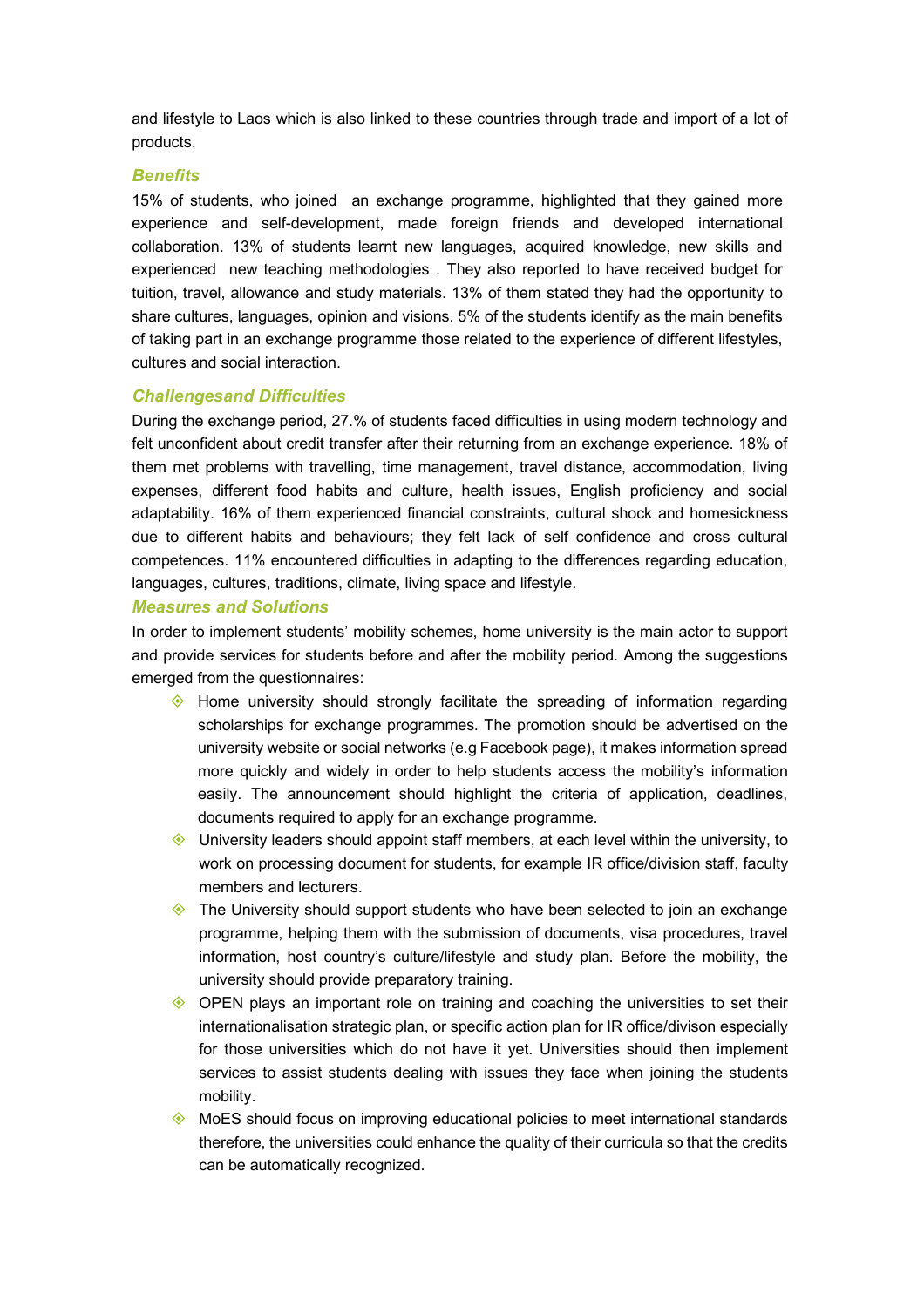and lifestyle to Laos which is also linked to these countries through trade and import of a lot of products.

### *Benefits*

15% of students, who joined an exchange programme, highlighted that they gained more experience and self-development, made foreign friends and developed international collaboration. 13% of students learnt new languages, acquired knowledge, new skills and experienced new teaching methodologies . They also reported to have received budget for tuition, travel, allowance and study materials. 13% of them stated they had the opportunity to share cultures, languages, opinion and visions. 5% of the students identify as the main benefits of taking part in an exchange programme those related to the experience of different lifestyles, cultures and social interaction.

### *Challengesand Difficulties*

During the exchange period, 27.% of students faced difficulties in using modern technology and felt unconfident about credit transfer after their returning from an exchange experience. 18% of them met problems with travelling, time management, travel distance, accommodation, living expenses, different food habits and culture, health issues, English proficiency and social adaptability. 16% of them experienced financial constraints, cultural shock and homesickness due to different habits and behaviours; they felt lack of self confidence and cross cultural competences. 11% encountered difficulties in adapting to the differences regarding education, languages, cultures, traditions, climate, living space and lifestyle.

### *Measures and Solutions*

In order to implement students' mobility schemes, home university is the main actor to support and provide services for students before and after the mobility period. Among the suggestions emerged from the questionnaires:

- Home university should strongly facilitate the spreading of information regarding scholarships for exchange programmes. The promotion should be advertised on the university website or social networks (e.g Facebook page), it makes information spread more quickly and widely in order to help students access the mobility's information easily. The announcement should highlight the criteria of application, deadlines, documents required to apply for an exchange programme.
- University leaders should appoint staff members, at each level within the university, to work on processing document for students, for example IR office/division staff, faculty members and lecturers.
- The University should support students who have been selected to join an exchange programme, helping them with the submission of documents, visa procedures, travel information, host country's culture/lifestyle and study plan. Before the mobility, the university should provide preparatory training.
- OPEN plays an important role on training and coaching the universities to set their internationalisation strategic plan, or specific action plan for IR office/divison especially for those universities which do not have it yet. Universities should then implement services to assist students dealing with issues they face when joining the students mobility.
- MoES should focus on improving educational policies to meet international standards therefore, the universities could enhance the quality of their curricula so that the credits can be automatically recognized.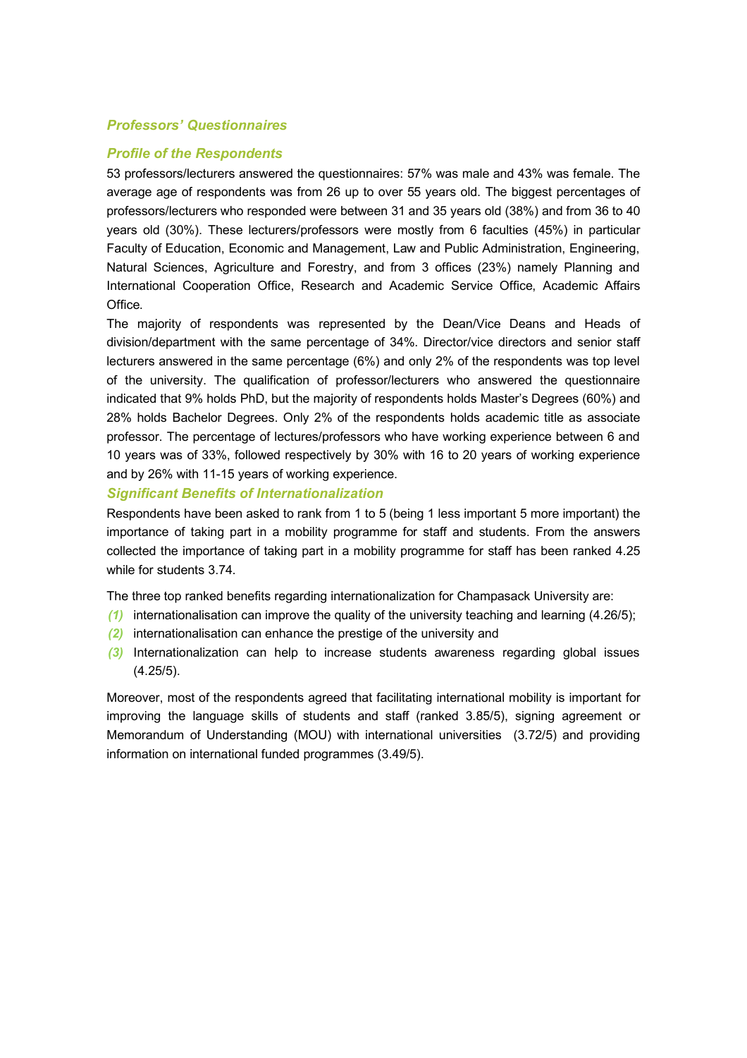### *Professors' Questionnaires*

### *Profile of the Respondents*

53 professors/lecturers answered the questionnaires: 57% was male and 43% was female. The average age of respondents was from 26 up to over 55 years old. The biggest percentages of professors/lecturers who responded were between 31 and 35 years old (38%) and from 36 to 40 years old (30%). These lecturers/professors were mostly from 6 faculties (45%) in particular Faculty of Education, Economic and Management, Law and Public Administration, Engineering, Natural Sciences, Agriculture and Forestry, and from 3 offices (23%) namely Planning and International Cooperation Office, Research and Academic Service Office, Academic Affairs Office.

The majority of respondents was represented by the Dean/Vice Deans and Heads of division/department with the same percentage of 34%. Director/vice directors and senior staff lecturers answered in the same percentage (6%) and only 2% of the respondents was top level of the university. The qualification of professor/lecturers who answered the questionnaire indicated that 9% holds PhD, but the majority of respondents holds Master's Degrees (60%) and 28% holds Bachelor Degrees. Only 2% of the respondents holds academic title as associate professor. The percentage of lectures/professors who have working experience between 6 and 10 years was of 33%, followed respectively by 30% with 16 to 20 years of working experience and by 26% with 11-15 years of working experience.

### *Significant Benefits of Internationalization*

Respondents have been asked to rank from 1 to 5 (being 1 less important 5 more important) the importance of taking part in a mobility programme for staff and students. From the answers collected the importance of taking part in a mobility programme for staff has been ranked 4.25 while for students 3.74.

The three top ranked benefits regarding internationalization for Champasack University are:

*(1)* internationalisation can improve the quality of the university teaching and learning (4.26/5);

*(2)* internationalisation can enhance the prestige of the university and

*(3)* Internationalization can help to increase students awareness regarding global issues (4.25/5).

Moreover, most of the respondents agreed that facilitating international mobility is important for improving the language skills of students and staff (ranked 3.85/5), signing agreement or Memorandum of Understanding (MOU) with international universities (3.72/5) and providing information on international funded programmes (3.49/5).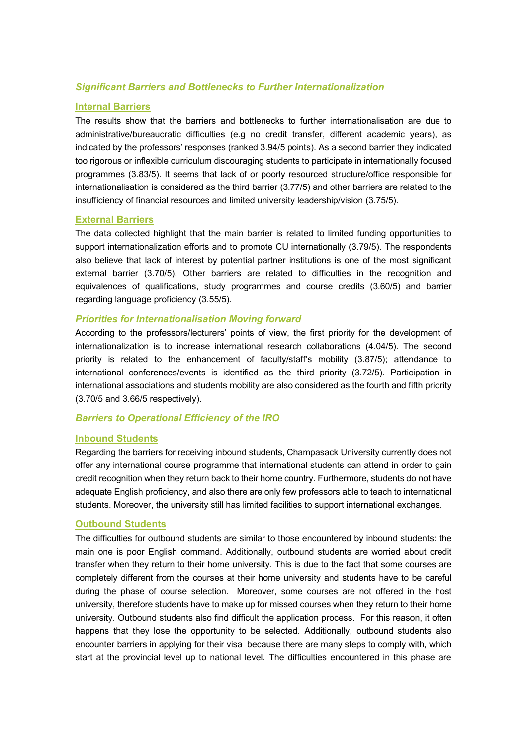### *Significant Barriers and Bottlenecks to Further Internationalization*

#### Internal Barriers

The results show that the barriers and bottlenecks to further internationalisation are due to administrative/bureaucratic difficulties (e.g no credit transfer, different academic years), as indicated by the professors' responses (ranked 3.94/5 points). As a second barrier they indicated too rigorous or inflexible curriculum discouraging students to participate in internationally focused programmes (3.83/5). It seems that lack of or poorly resourced structure/office responsible for internationalisation is considered as the third barrier (3.77/5) and other barriers are related to the insufficiency of financial resources and limited university leadership/vision (3.75/5).

#### External Barriers

The data collected highlight that the main barrier is related to limited funding opportunities to support internationalization efforts and to promote CU internationally (3.79/5). The respondents also believe that lack of interest by potential partner institutions is one of the most significant external barrier (3.70/5). Other barriers are related to difficulties in the recognition and equivalences of qualifications, study programmes and course credits (3.60/5) and barrier regarding language proficiency (3.55/5).

### *Priorities for Internationalisation Moving forward*

According to the professors/lecturers' points of view, the first priority for the development of internationalization is to increase international research collaborations (4.04/5). The second priority is related to the enhancement of faculty/staff's mobility (3.87/5); attendance to international conferences/events is identified as the third priority (3.72/5). Participation in international associations and students mobility are also considered as the fourth and fifth priority (3.70/5 and 3.66/5 respectively).

### *Barriers to Operational Efficiency of the IRO*

#### Inbound Students

Regarding the barriers for receiving inbound students, Champasack University currently does not offer any international course programme that international students can attend in order to gain credit recognition when they return back to their home country. Furthermore, students do not have adequate English proficiency, and also there are only few professors able to teach to international students. Moreover, the university still has limited facilities to support international exchanges.

#### Outbound Students

The difficulties for outbound students are similar to those encountered by inbound students: the main one is poor English command. Additionally, outbound students are worried about credit transfer when they return to their home university. This is due to the fact that some courses are completely different from the courses at their home university and students have to be careful during the phase of course selection. Moreover, some courses are not offered in the host university, therefore students have to make up for missed courses when they return to their home university. Outbound students also find difficult the application process. For this reason, it often happens that they lose the opportunity to be selected. Additionally, outbound students also encounter barriers in applying for their visa because there are many steps to comply with, which start at the provincial level up to national level. The difficulties encountered in this phase are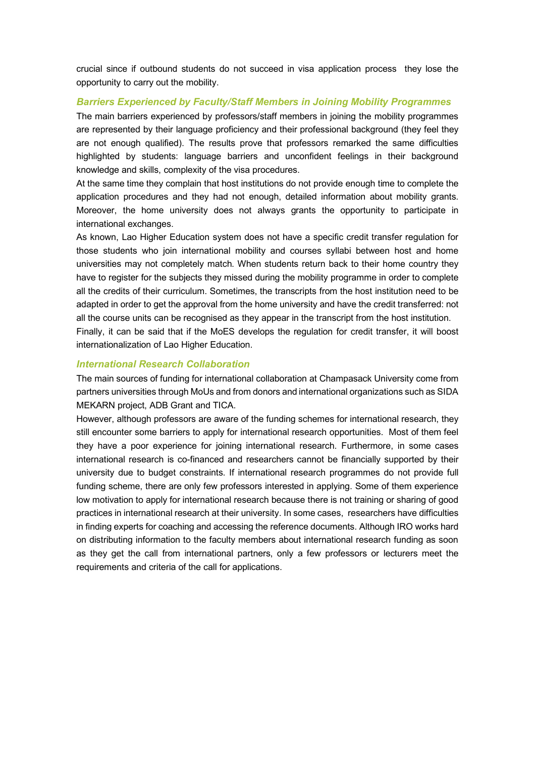crucial since if outbound students do not succeed in visa application process they lose the opportunity to carry out the mobility.

### *Barriers Experienced by Faculty/Staff Members in Joining Mobility Programmes*

The main barriers experienced by professors/staff members in joining the mobility programmes are represented by their language proficiency and their professional background (they feel they are not enough qualified). The results prove that professors remarked the same difficulties highlighted by students: language barriers and unconfident feelings in their background knowledge and skills, complexity of the visa procedures.

At the same time they complain that host institutions do not provide enough time to complete the application procedures and they had not enough, detailed information about mobility grants. Moreover, the home university does not always grants the opportunity to participate in international exchanges.

As known, Lao Higher Education system does not have a specific credit transfer regulation for those students who join international mobility and courses syllabi between host and home universities may not completely match. When students return back to their home country they have to register for the subjects they missed during the mobility programme in order to complete all the credits of their curriculum. Sometimes, the transcripts from the host institution need to be adapted in order to get the approval from the home university and have the credit transferred: not all the course units can be recognised as they appear in the transcript from the host institution.

Finally, it can be said that if the MoES develops the regulation for credit transfer, it will boost internationalization of Lao Higher Education.

### *International Research Collaboration*

The main sources of funding for international collaboration at Champasack University come from partners universities through MoUs and from donors and international organizations such as SIDA MEKARN project, ADB Grant and TICA.

However, although professors are aware of the funding schemes for international research, they still encounter some barriers to apply for international research opportunities. Most of them feel they have a poor experience for joining international research. Furthermore, in some cases international research is co-financed and researchers cannot be financially supported by their university due to budget constraints. If international research programmes do not provide full funding scheme, there are only few professors interested in applying. Some of them experience low motivation to apply for international research because there is not training or sharing of good practices in international research at their university. In some cases, researchers have difficulties in finding experts for coaching and accessing the reference documents. Although IRO works hard on distributing information to the faculty members about international research funding as soon as they get the call from international partners, only a few professors or lecturers meet the requirements and criteria of the call for applications.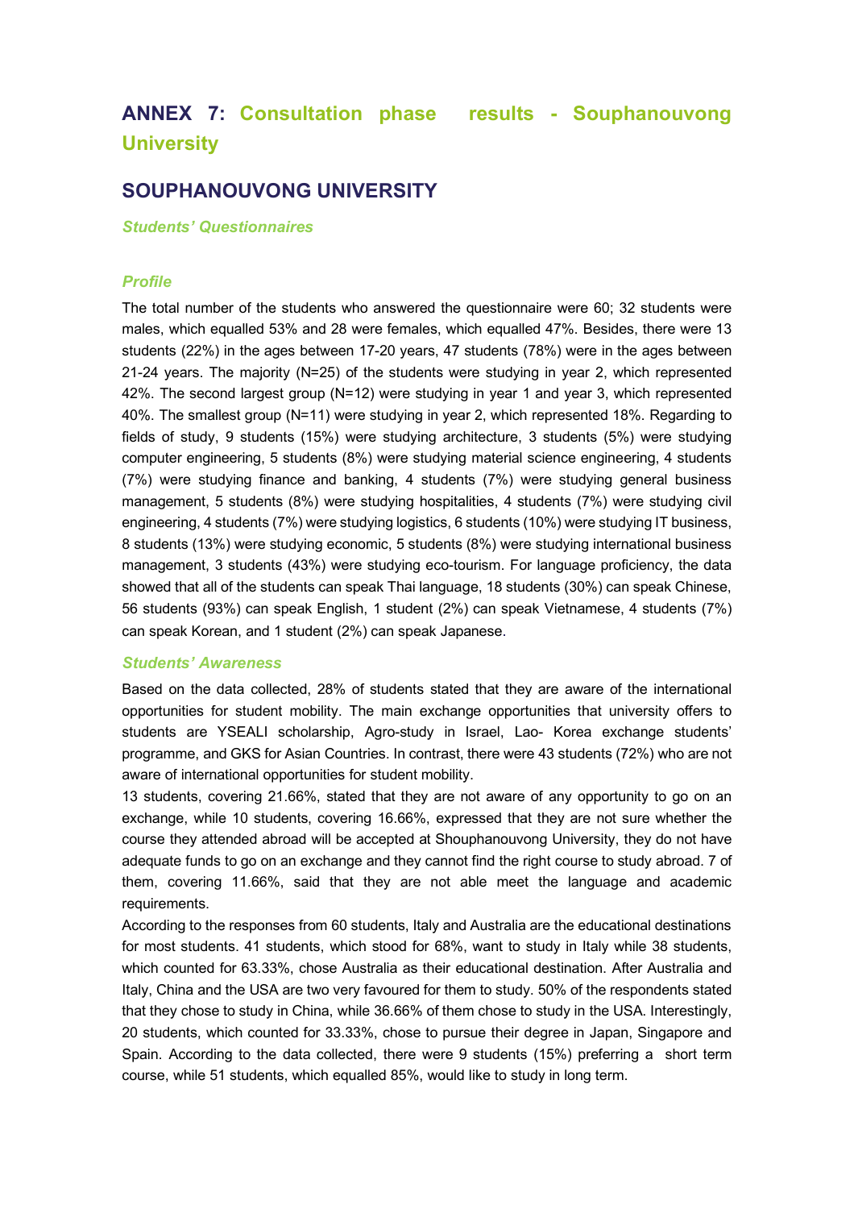# ANNEX 7: Consultation phase results - Souphanouvong University

## SOUPHANOUVONG UNIVERSITY

### *Students' Questionnaires*

#### *Profile*

The total number of the students who answered the questionnaire were 60; 32 students were males, which equalled 53% and 28 were females, which equalled 47%. Besides, there were 13 students (22%) in the ages between 17-20 years, 47 students (78%) were in the ages between 21-24 years. The majority (N=25) of the students were studying in year 2, which represented 42%. The second largest group (N=12) were studying in year 1 and year 3, which represented 40%. The smallest group (N=11) were studying in year 2, which represented 18%. Regarding to fields of study, 9 students (15%) were studying architecture, 3 students (5%) were studying computer engineering, 5 students (8%) were studying material science engineering, 4 students (7%) were studying finance and banking, 4 students (7%) were studying general business management, 5 students (8%) were studying hospitalities, 4 students (7%) were studying civil engineering, 4 students (7%) were studying logistics, 6 students (10%) were studying IT business, 8 students (13%) were studying economic, 5 students (8%) were studying international business management, 3 students (43%) were studying eco-tourism. For language proficiency, the data showed that all of the students can speak Thai language, 18 students (30%) can speak Chinese, 56 students (93%) can speak English, 1 student (2%) can speak Vietnamese, 4 students (7%) can speak Korean, and 1 student (2%) can speak Japanese.

#### *Students' Awareness*

Based on the data collected, 28% of students stated that they are aware of the international opportunities for student mobility. The main exchange opportunities that university offers to students are YSEALI scholarship, Agro-study in Israel, Lao- Korea exchange students' programme, and GKS for Asian Countries. In contrast, there were 43 students (72%) who are not aware of international opportunities for student mobility.

13 students, covering 21.66%, stated that they are not aware of any opportunity to go on an exchange, while 10 students, covering 16.66%, expressed that they are not sure whether the course they attended abroad will be accepted at Shouphanouvong University, they do not have adequate funds to go on an exchange and they cannot find the right course to study abroad. 7 of them, covering 11.66%, said that they are not able meet the language and academic requirements.

According to the responses from 60 students, Italy and Australia are the educational destinations for most students. 41 students, which stood for 68%, want to study in Italy while 38 students, which counted for 63.33%, chose Australia as their educational destination. After Australia and Italy, China and the USA are two very favoured for them to study. 50% of the respondents stated that they chose to study in China, while 36.66% of them chose to study in the USA. Interestingly, 20 students, which counted for 33.33%, chose to pursue their degree in Japan, Singapore and Spain. According to the data collected, there were 9 students (15%) preferring a short term course, while 51 students, which equalled 85%, would like to study in long term.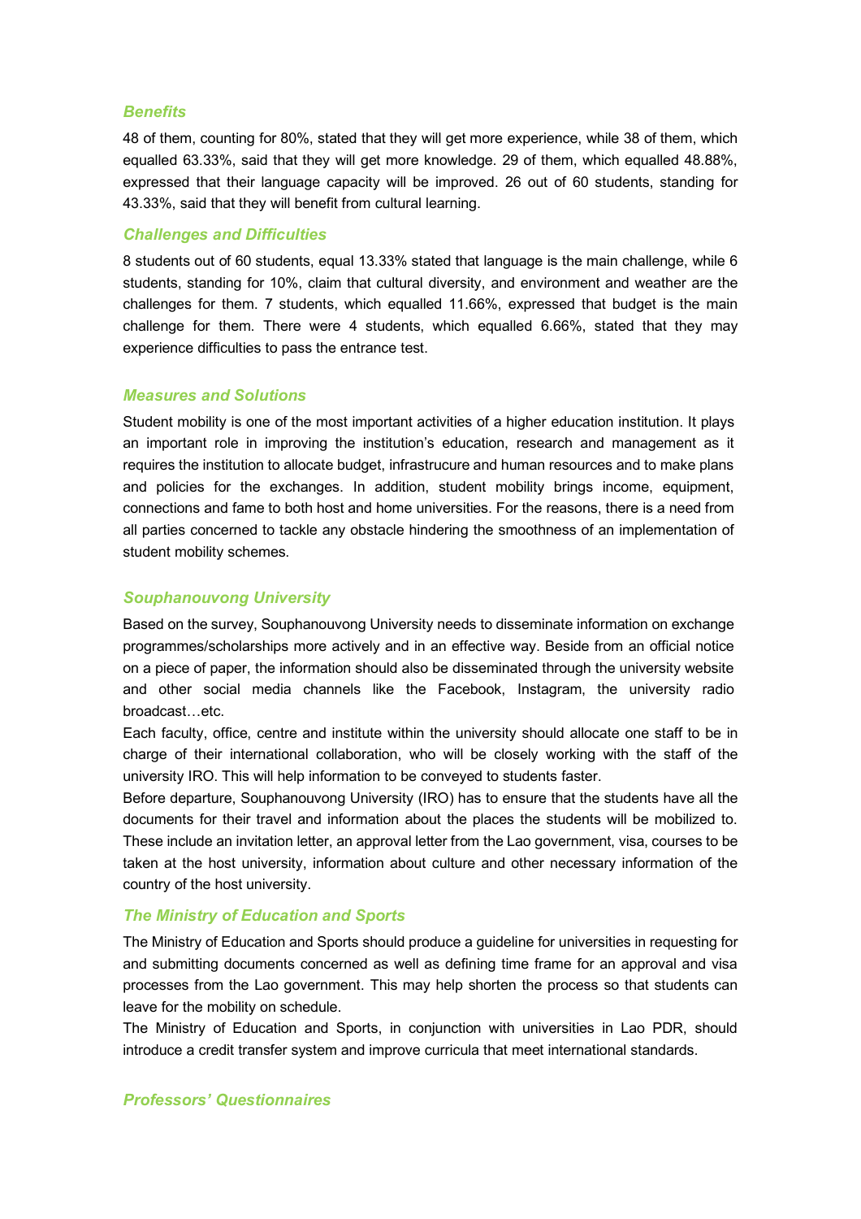### *Benefits*

48 of them, counting for 80%, stated that they will get more experience, while 38 of them, which equalled 63.33%, said that they will get more knowledge. 29 of them, which equalled 48.88%, expressed that their language capacity will be improved. 26 out of 60 students, standing for 43.33%, said that they will benefit from cultural learning.

### *Challenges and Difficulties*

8 students out of 60 students, equal 13.33% stated that language is the main challenge, while 6 students, standing for 10%, claim that cultural diversity, and environment and weather are the challenges for them. 7 students, which equalled 11.66%, expressed that budget is the main challenge for them. There were 4 students, which equalled 6.66%, stated that they may experience difficulties to pass the entrance test.

### *Measures and Solutions*

Student mobility is one of the most important activities of a higher education institution. It plays an important role in improving the institution's education, research and management as it requires the institution to allocate budget, infrastrucure and human resources and to make plans and policies for the exchanges. In addition, student mobility brings income, equipment, connections and fame to both host and home universities. For the reasons, there is a need from all parties concerned to tackle any obstacle hindering the smoothness of an implementation of student mobility schemes.

### *Souphanouvong University*

Based on the survey, Souphanouvong University needs to disseminate information on exchange programmes/scholarships more actively and in an effective way. Beside from an official notice on a piece of paper, the information should also be disseminated through the university website and other social media channels like the Facebook, Instagram, the university radio broadcast…etc.

Each faculty, office, centre and institute within the university should allocate one staff to be in charge of their international collaboration, who will be closely working with the staff of the university IRO. This will help information to be conveyed to students faster.

Before departure, Souphanouvong University (IRO) has to ensure that the students have all the documents for their travel and information about the places the students will be mobilized to. These include an invitation letter, an approval letter from the Lao government, visa, courses to be taken at the host university, information about culture and other necessary information of the country of the host university.

### *The Ministry of Education and Sports*

The Ministry of Education and Sports should produce a guideline for universities in requesting for and submitting documents concerned as well as defining time frame for an approval and visa processes from the Lao government. This may help shorten the process so that students can leave for the mobility on schedule.

The Ministry of Education and Sports, in conjunction with universities in Lao PDR, should introduce a credit transfer system and improve curricula that meet international standards.

### *Professors' Questionnaires*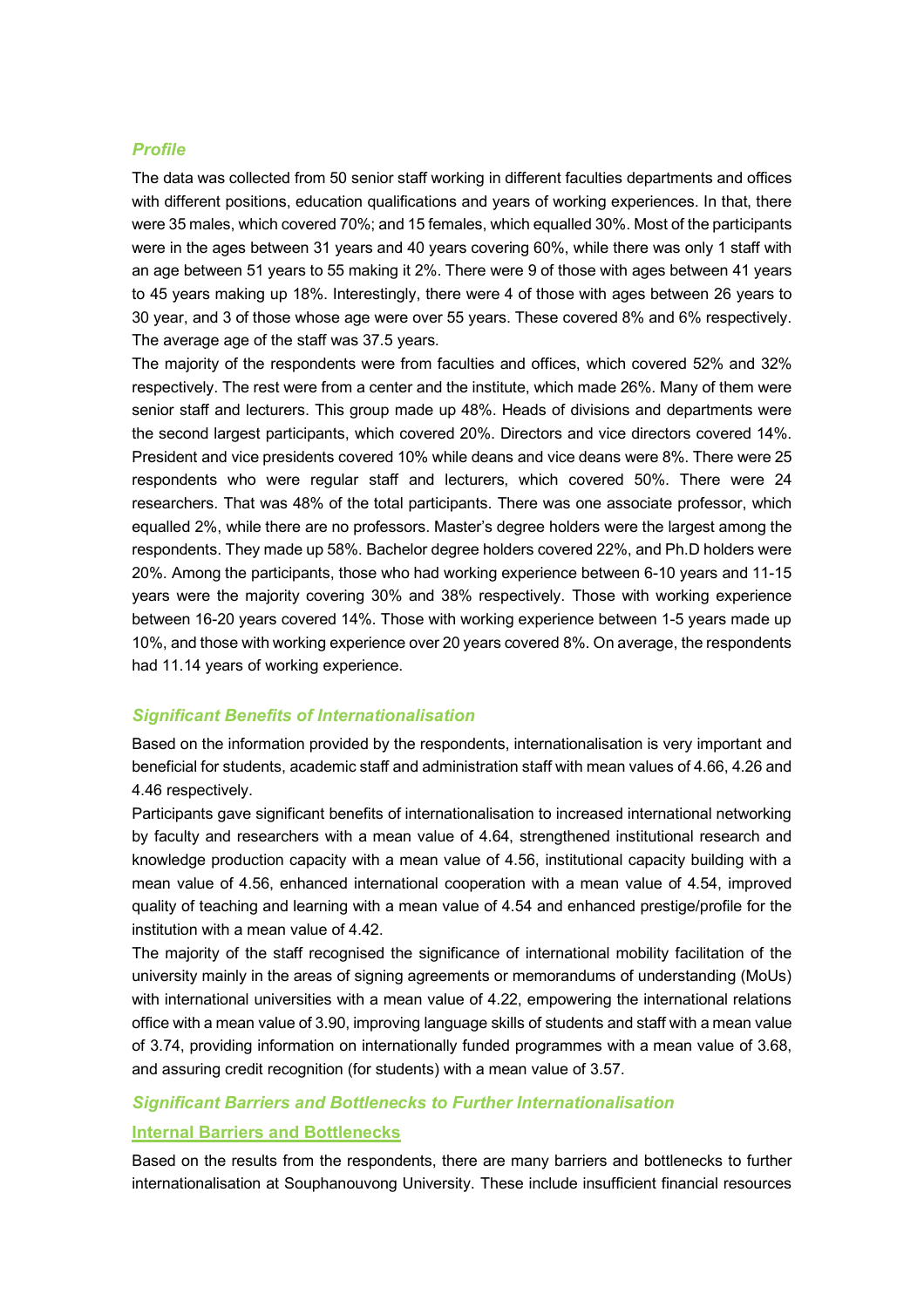### *Profile*

The data was collected from 50 senior staff working in different faculties departments and offices with different positions, education qualifications and years of working experiences. In that, there were 35 males, which covered 70%; and 15 females, which equalled 30%. Most of the participants were in the ages between 31 years and 40 years covering 60%, while there was only 1 staff with an age between 51 years to 55 making it 2%. There were 9 of those with ages between 41 years to 45 years making up 18%. Interestingly, there were 4 of those with ages between 26 years to 30 year, and 3 of those whose age were over 55 years. These covered 8% and 6% respectively. The average age of the staff was 37.5 years.

The majority of the respondents were from faculties and offices, which covered 52% and 32% respectively. The rest were from a center and the institute, which made 26%. Many of them were senior staff and lecturers. This group made up 48%. Heads of divisions and departments were the second largest participants, which covered 20%. Directors and vice directors covered 14%. President and vice presidents covered 10% while deans and vice deans were 8%. There were 25 respondents who were regular staff and lecturers, which covered 50%. There were 24 researchers. That was 48% of the total participants. There was one associate professor, which equalled 2%, while there are no professors. Master's degree holders were the largest among the respondents. They made up 58%. Bachelor degree holders covered 22%, and Ph.D holders were 20%. Among the participants, those who had working experience between 6-10 years and 11-15 years were the majority covering 30% and 38% respectively. Those with working experience between 16-20 years covered 14%. Those with working experience between 1-5 years made up 10%, and those with working experience over 20 years covered 8%. On average, the respondents had 11.14 years of working experience.

### *Significant Benefits of Internationalisation*

Based on the information provided by the respondents, internationalisation is very important and beneficial for students, academic staff and administration staff with mean values of 4.66, 4.26 and 4.46 respectively.

Participants gave significant benefits of internationalisation to increased international networking by faculty and researchers with a mean value of 4.64, strengthened institutional research and knowledge production capacity with a mean value of 4.56, institutional capacity building with a mean value of 4.56, enhanced international cooperation with a mean value of 4.54, improved quality of teaching and learning with a mean value of 4.54 and enhanced prestige/profile for the institution with a mean value of 4.42.

The majority of the staff recognised the significance of international mobility facilitation of the university mainly in the areas of signing agreements or memorandums of understanding (MoUs) with international universities with a mean value of 4.22, empowering the international relations office with a mean value of 3.90, improving language skills of students and staff with a mean value of 3.74, providing information on internationally funded programmes with a mean value of 3.68, and assuring credit recognition (for students) with a mean value of 3.57.

### *Significant Barriers and Bottlenecks to Further Internationalisation*

#### Internal Barriers and Bottlenecks

Based on the results from the respondents, there are many barriers and bottlenecks to further internationalisation at Souphanouvong University. These include insufficient financial resources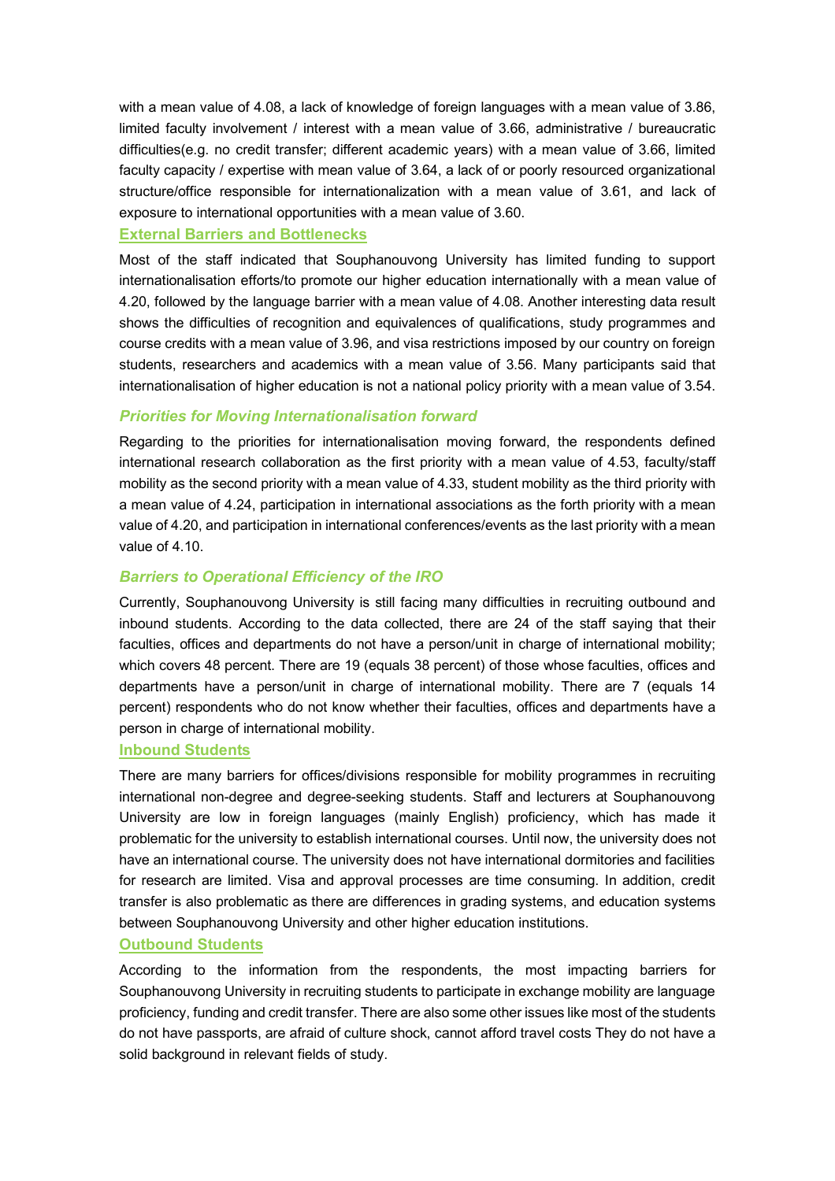with a mean value of 4.08, a lack of knowledge of foreign languages with a mean value of 3.86, limited faculty involvement / interest with a mean value of 3.66, administrative / bureaucratic difficulties(e.g. no credit transfer; different academic years) with a mean value of 3.66, limited faculty capacity / expertise with mean value of 3.64, a lack of or poorly resourced organizational structure/office responsible for internationalization with a mean value of 3.61, and lack of exposure to international opportunities with a mean value of 3.60.

### External Barriers and Bottlenecks

Most of the staff indicated that Souphanouvong University has limited funding to support internationalisation efforts/to promote our higher education internationally with a mean value of 4.20, followed by the language barrier with a mean value of 4.08. Another interesting data result shows the difficulties of recognition and equivalences of qualifications, study programmes and course credits with a mean value of 3.96, and visa restrictions imposed by our country on foreign students, researchers and academics with a mean value of 3.56. Many participants said that internationalisation of higher education is not a national policy priority with a mean value of 3.54.

### *Priorities for Moving Internationalisation forward*

Regarding to the priorities for internationalisation moving forward, the respondents defined international research collaboration as the first priority with a mean value of 4.53, faculty/staff mobility as the second priority with a mean value of 4.33, student mobility as the third priority with a mean value of 4.24, participation in international associations as the forth priority with a mean value of 4.20, and participation in international conferences/events as the last priority with a mean value of 4.10.

### *Barriers to Operational Efficiency of the IRO*

Currently, Souphanouvong University is still facing many difficulties in recruiting outbound and inbound students. According to the data collected, there are 24 of the staff saying that their faculties, offices and departments do not have a person/unit in charge of international mobility; which covers 48 percent. There are 19 (equals 38 percent) of those whose faculties, offices and departments have a person/unit in charge of international mobility. There are 7 (equals 14 percent) respondents who do not know whether their faculties, offices and departments have a person in charge of international mobility.

### Inbound Students

There are many barriers for offices/divisions responsible for mobility programmes in recruiting international non-degree and degree-seeking students. Staff and lecturers at Souphanouvong University are low in foreign languages (mainly English) proficiency, which has made it problematic for the university to establish international courses. Until now, the university does not have an international course. The university does not have international dormitories and facilities for research are limited. Visa and approval processes are time consuming. In addition, credit transfer is also problematic as there are differences in grading systems, and education systems between Souphanouvong University and other higher education institutions.

### Outbound Students

According to the information from the respondents, the most impacting barriers for Souphanouvong University in recruiting students to participate in exchange mobility are language proficiency, funding and credit transfer. There are also some other issues like most of the students do not have passports, are afraid of culture shock, cannot afford travel costs They do not have a solid background in relevant fields of study.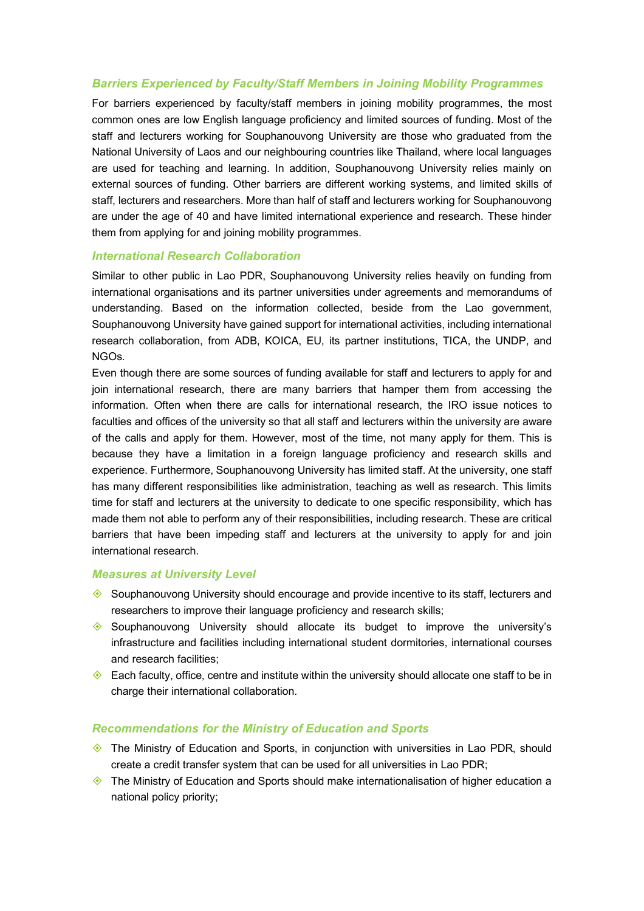### *Barriers Experienced by Faculty/Staff Members in Joining Mobility Programmes*

For barriers experienced by faculty/staff members in joining mobility programmes, the most common ones are low English language proficiency and limited sources of funding. Most of the staff and lecturers working for Souphanouvong University are those who graduated from the National University of Laos and our neighbouring countries like Thailand, where local languages are used for teaching and learning. In addition, Souphanouvong University relies mainly on external sources of funding. Other barriers are different working systems, and limited skills of staff, lecturers and researchers. More than half of staff and lecturers working for Souphanouvong are under the age of 40 and have limited international experience and research. These hinder them from applying for and joining mobility programmes.

### *International Research Collaboration*

Similar to other public in Lao PDR, Souphanouvong University relies heavily on funding from international organisations and its partner universities under agreements and memorandums of understanding. Based on the information collected, beside from the Lao government, Souphanouvong University have gained support for international activities, including international research collaboration, from ADB, KOICA, EU, its partner institutions, TICA, the UNDP, and NGOs.

Even though there are some sources of funding available for staff and lecturers to apply for and join international research, there are many barriers that hamper them from accessing the information. Often when there are calls for international research, the IRO issue notices to faculties and offices of the university so that all staff and lecturers within the university are aware of the calls and apply for them. However, most of the time, not many apply for them. This is because they have a limitation in a foreign language proficiency and research skills and experience. Furthermore, Souphanouvong University has limited staff. At the university, one staff has many different responsibilities like administration, teaching as well as research. This limits time for staff and lecturers at the university to dedicate to one specific responsibility, which has made them not able to perform any of their responsibilities, including research. These are critical barriers that have been impeding staff and lecturers at the university to apply for and join international research.

### *Measures at University Level*

- Souphanouvong University should encourage and provide incentive to its staff, lecturers and researchers to improve their language proficiency and research skills;
- Souphanouvong University should allocate its budget to improve the university's infrastructure and facilities including international student dormitories, international courses and research facilities;
- Each faculty, office, centre and institute within the university should allocate one staff to be in charge their international collaboration.

### *Recommendations for the Ministry of Education and Sports*

- The Ministry of Education and Sports, in conjunction with universities in Lao PDR, should create a credit transfer system that can be used for all universities in Lao PDR;
- The Ministry of Education and Sports should make internationalisation of higher education a national policy priority;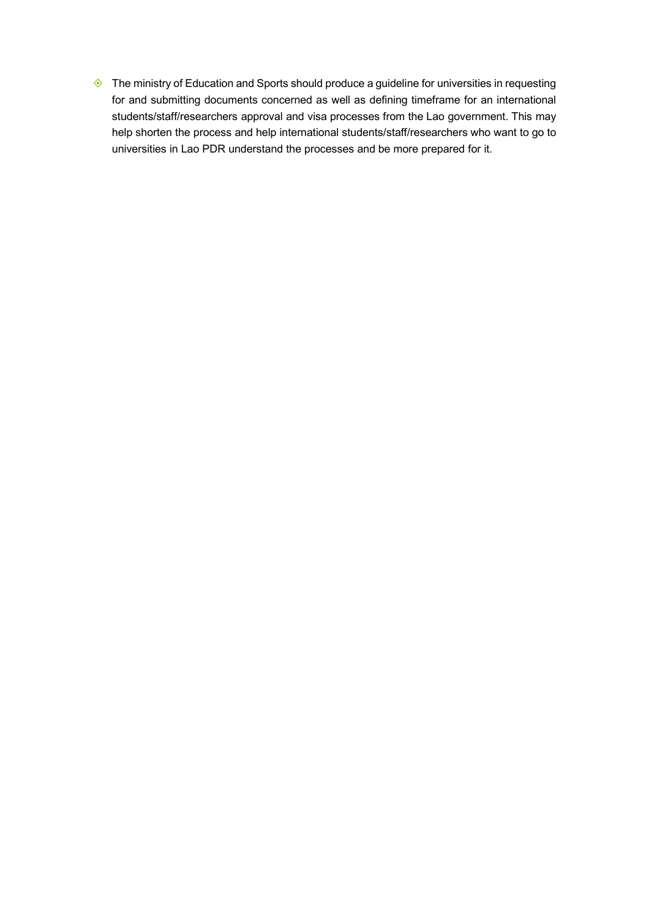- The ministry of Education and Sports should produce a guideline for universities in requesting for and submitting documents concerned as well as defining timeframe for an international students/staff/researchers approval and visa processes from the Lao government. This may help shorten the process and help international students/staff/researchers who want to go to universities in Lao PDR understand the processes and be more prepared for it.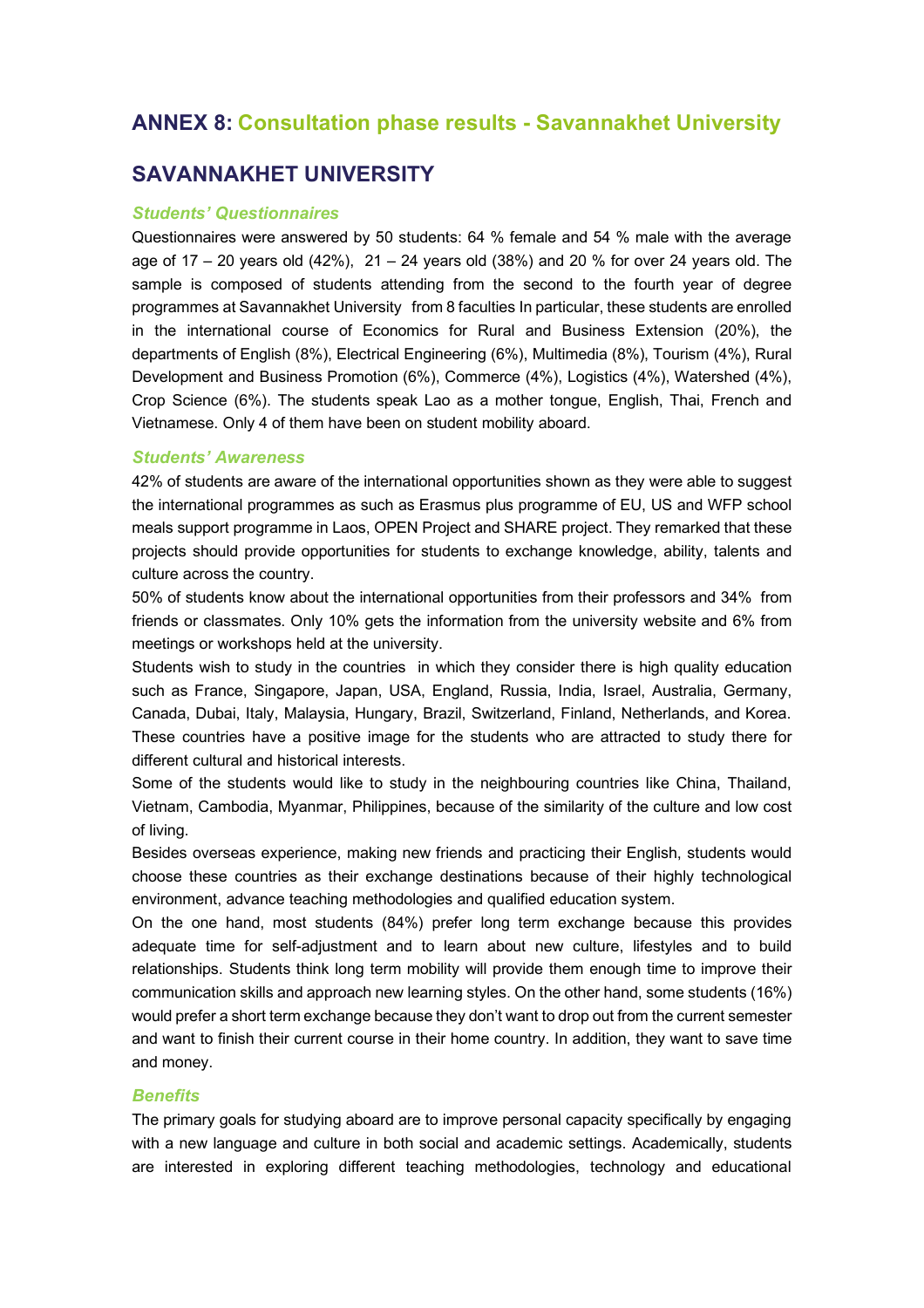# ANNEX 8: Consultation phase results - Savannakhet University

## SAVANNAKHET UNIVERSITY

### *Students' Questionnaires*

Questionnaires were answered by 50 students: 64 % female and 54 % male with the average age of 17 – 20 years old (42%), 21 – 24 years old (38%) and 20 % for over 24 years old. The sample is composed of students attending from the second to the fourth year of degree programmes at Savannakhet University from 8 faculties In particular, these students are enrolled in the international course of Economics for Rural and Business Extension (20%), the departments of English (8%), Electrical Engineering (6%), Multimedia (8%), Tourism (4%), Rural Development and Business Promotion (6%), Commerce (4%), Logistics (4%), Watershed (4%), Crop Science (6%). The students speak Lao as a mother tongue, English, Thai, French and Vietnamese. Only 4 of them have been on student mobility aboard.

### *Students' Awareness*

42% of students are aware of the international opportunities shown as they were able to suggest the international programmes as such as Erasmus plus programme of EU, US and WFP school meals support programme in Laos, OPEN Project and SHARE project. They remarked that these projects should provide opportunities for students to exchange knowledge, ability, talents and culture across the country.

50% of students know about the international opportunities from their professors and 34% from friends or classmates. Only 10% gets the information from the university website and 6% from meetings or workshops held at the university.

Students wish to study in the countries in which they consider there is high quality education such as France, Singapore, Japan, USA, England, Russia, India, Israel, Australia, Germany, Canada, Dubai, Italy, Malaysia, Hungary, Brazil, Switzerland, Finland, Netherlands, and Korea. These countries have a positive image for the students who are attracted to study there for different cultural and historical interests.

Some of the students would like to study in the neighbouring countries like China, Thailand, Vietnam, Cambodia, Myanmar, Philippines, because of the similarity of the culture and low cost of living.

Besides overseas experience, making new friends and practicing their English, students would choose these countries as their exchange destinations because of their highly technological environment, advance teaching methodologies and qualified education system.

On the one hand, most students (84%) prefer long term exchange because this provides adequate time for self-adjustment and to learn about new culture, lifestyles and to build relationships. Students think long term mobility will provide them enough time to improve their communication skills and approach new learning styles. On the other hand, some students (16%) would prefer a short term exchange because they don't want to drop out from the current semester and want to finish their current course in their home country. In addition, they want to save time and money.

### *Benefits*

The primary goals for studying aboard are to improve personal capacity specifically by engaging with a new language and culture in both social and academic settings. Academically, students are interested in exploring different teaching methodologies, technology and educational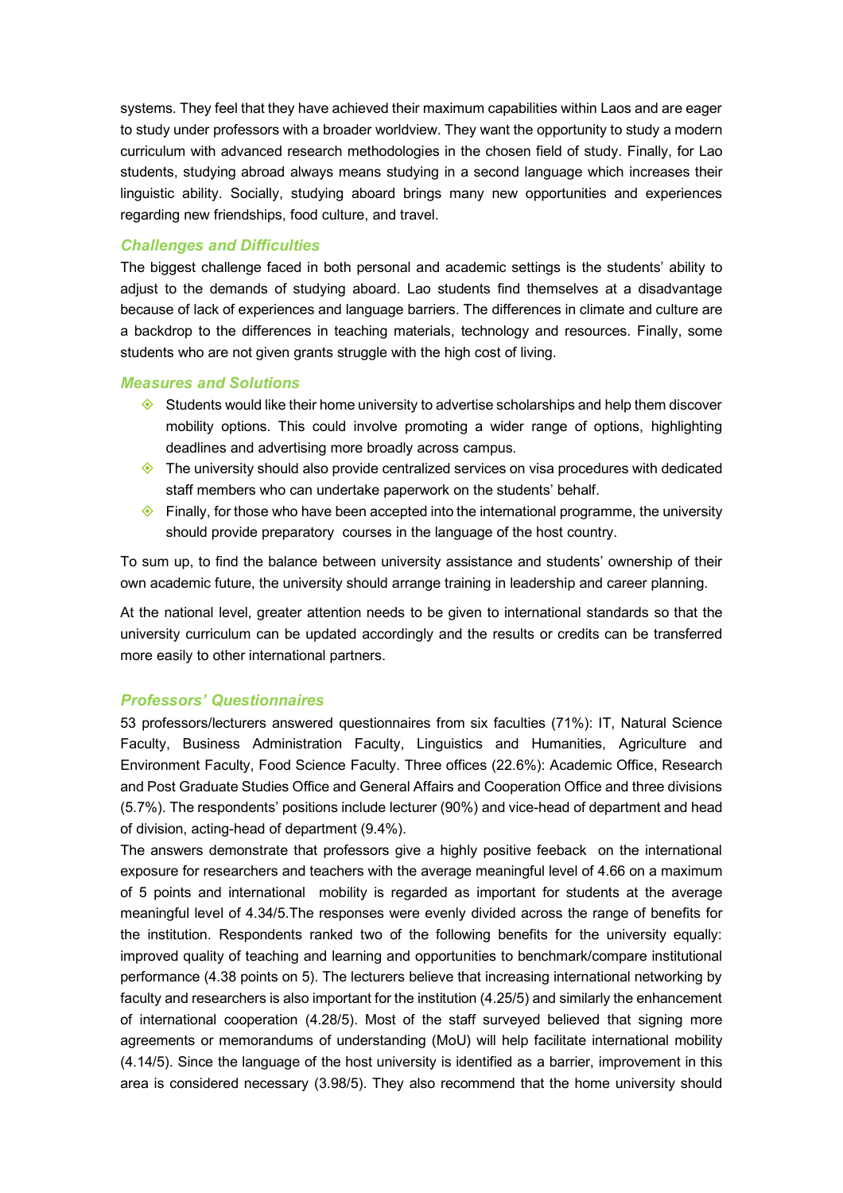systems. They feel that they have achieved their maximum capabilities within Laos and are eager to study under professors with a broader worldview. They want the opportunity to study a modern curriculum with advanced research methodologies in the chosen field of study. Finally, for Lao students, studying abroad always means studying in a second language which increases their linguistic ability. Socially, studying aboard brings many new opportunities and experiences regarding new friendships, food culture, and travel.

### *Challenges and Difficulties*

The biggest challenge faced in both personal and academic settings is the students' ability to adjust to the demands of studying aboard. Lao students find themselves at a disadvantage because of lack of experiences and language barriers. The differences in climate and culture are a backdrop to the differences in teaching materials, technology and resources. Finally, some students who are not given grants struggle with the high cost of living.

### *Measures and Solutions*

- Students would like their home university to advertise scholarships and help them discover mobility options. This could involve promoting a wider range of options, highlighting deadlines and advertising more broadly across campus.
- The university should also provide centralized services on visa procedures with dedicated staff members who can undertake paperwork on the students' behalf.
- Finally, for those who have been accepted into the international programme, the university should provide preparatory courses in the language of the host country.

To sum up, to find the balance between university assistance and students' ownership of their own academic future, the university should arrange training in leadership and career planning.

At the national level, greater attention needs to be given to international standards so that the university curriculum can be updated accordingly and the results or credits can be transferred more easily to other international partners.

### *Professors' Questionnaires*

53 professors/lecturers answered questionnaires from six faculties (71%): IT, Natural Science Faculty, Business Administration Faculty, Linguistics and Humanities, Agriculture and Environment Faculty, Food Science Faculty. Three offices (22.6%): Academic Office, Research and Post Graduate Studies Office and General Affairs and Cooperation Office and three divisions (5.7%). The respondents' positions include lecturer (90%) and vice-head of department and head of division, acting-head of department (9.4%).

The answers demonstrate that professors give a highly positive feeback on the international exposure for researchers and teachers with the average meaningful level of 4.66 on a maximum of 5 points and international mobility is regarded as important for students at the average meaningful level of 4.34/5.The responses were evenly divided across the range of benefits for the institution. Respondents ranked two of the following benefits for the university equally: improved quality of teaching and learning and opportunities to benchmark/compare institutional performance (4.38 points on 5). The lecturers believe that increasing international networking by faculty and researchers is also important for the institution (4.25/5) and similarly the enhancement of international cooperation (4.28/5). Most of the staff surveyed believed that signing more agreements or memorandums of understanding (MoU) will help facilitate international mobility (4.14/5). Since the language of the host university is identified as a barrier, improvement in this area is considered necessary (3.98/5). They also recommend that the home university should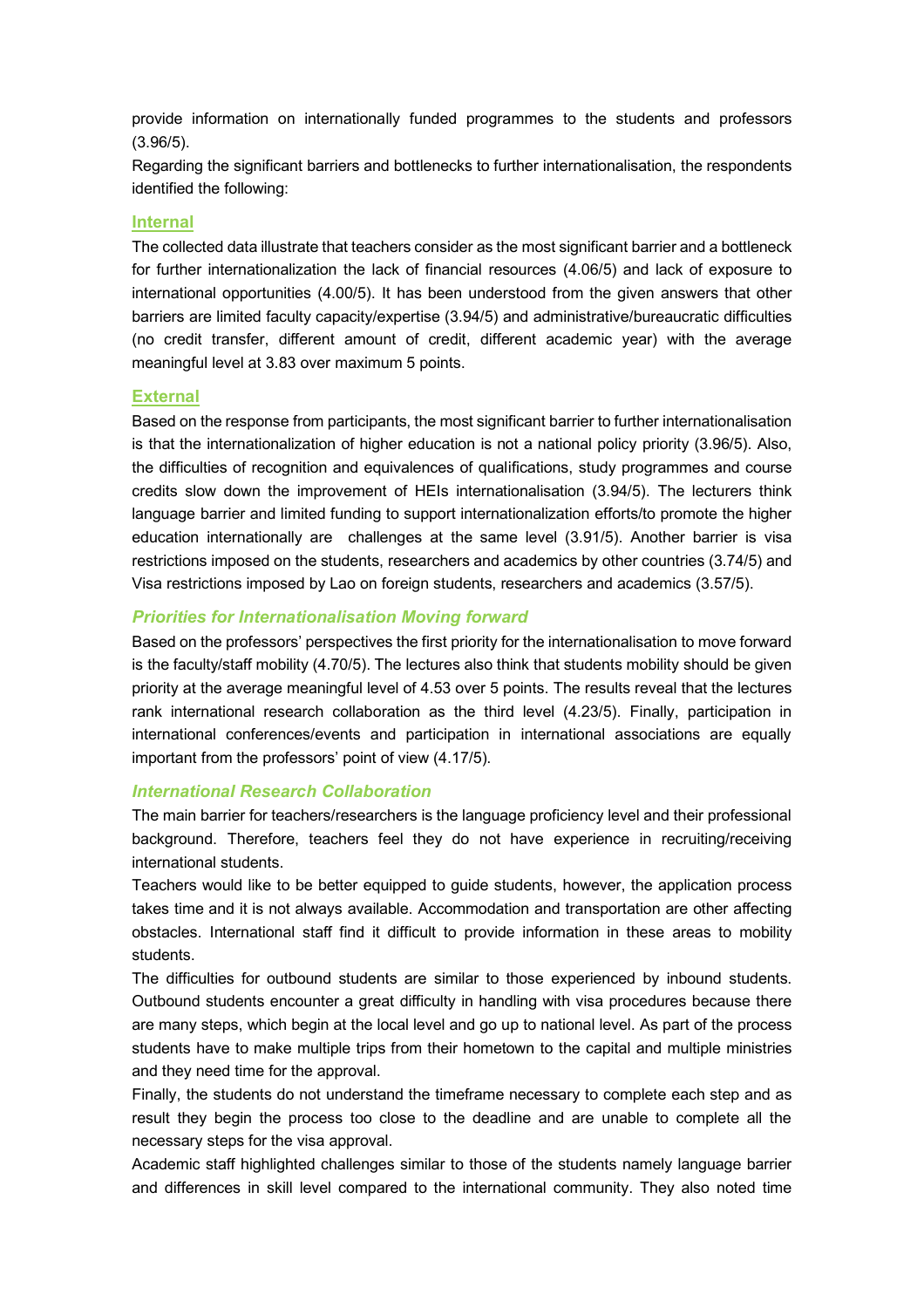provide information on internationally funded programmes to the students and professors (3.96/5).

Regarding the significant barriers and bottlenecks to further internationalisation, the respondents identified the following:

### Internal

The collected data illustrate that teachers consider as the most significant barrier and a bottleneck for further internationalization the lack of financial resources (4.06/5) and lack of exposure to international opportunities (4.00/5). It has been understood from the given answers that other barriers are limited faculty capacity/expertise (3.94/5) and administrative/bureaucratic difficulties (no credit transfer, different amount of credit, different academic year) with the average meaningful level at 3.83 over maximum 5 points.

### External

Based on the response from participants, the most significant barrier to further internationalisation is that the internationalization of higher education is not a national policy priority (3.96/5). Also, the difficulties of recognition and equivalences of qualifications, study programmes and course credits slow down the improvement of HEIs internationalisation (3.94/5). The lecturers think language barrier and limited funding to support internationalization efforts/to promote the higher education internationally are challenges at the same level (3.91/5). Another barrier is visa restrictions imposed on the students, researchers and academics by other countries (3.74/5) and Visa restrictions imposed by Lao on foreign students, researchers and academics (3.57/5).

### *Priorities for Internationalisation Moving forward*

Based on the professors' perspectives the first priority for the internationalisation to move forward is the faculty/staff mobility (4.70/5). The lectures also think that students mobility should be given priority at the average meaningful level of 4.53 over 5 points. The results reveal that the lectures rank international research collaboration as the third level (4.23/5). Finally, participation in international conferences/events and participation in international associations are equally important from the professors' point of view (4.17/5).

### *International Research Collaboration*

The main barrier for teachers/researchers is the language proficiency level and their professional background. Therefore, teachers feel they do not have experience in recruiting/receiving international students.

Teachers would like to be better equipped to guide students, however, the application process takes time and it is not always available. Accommodation and transportation are other affecting obstacles. International staff find it difficult to provide information in these areas to mobility students.

The difficulties for outbound students are similar to those experienced by inbound students. Outbound students encounter a great difficulty in handling with visa procedures because there are many steps, which begin at the local level and go up to national level. As part of the process students have to make multiple trips from their hometown to the capital and multiple ministries and they need time for the approval.

Finally, the students do not understand the timeframe necessary to complete each step and as result they begin the process too close to the deadline and are unable to complete all the necessary steps for the visa approval.

Academic staff highlighted challenges similar to those of the students namely language barrier and differences in skill level compared to the international community. They also noted time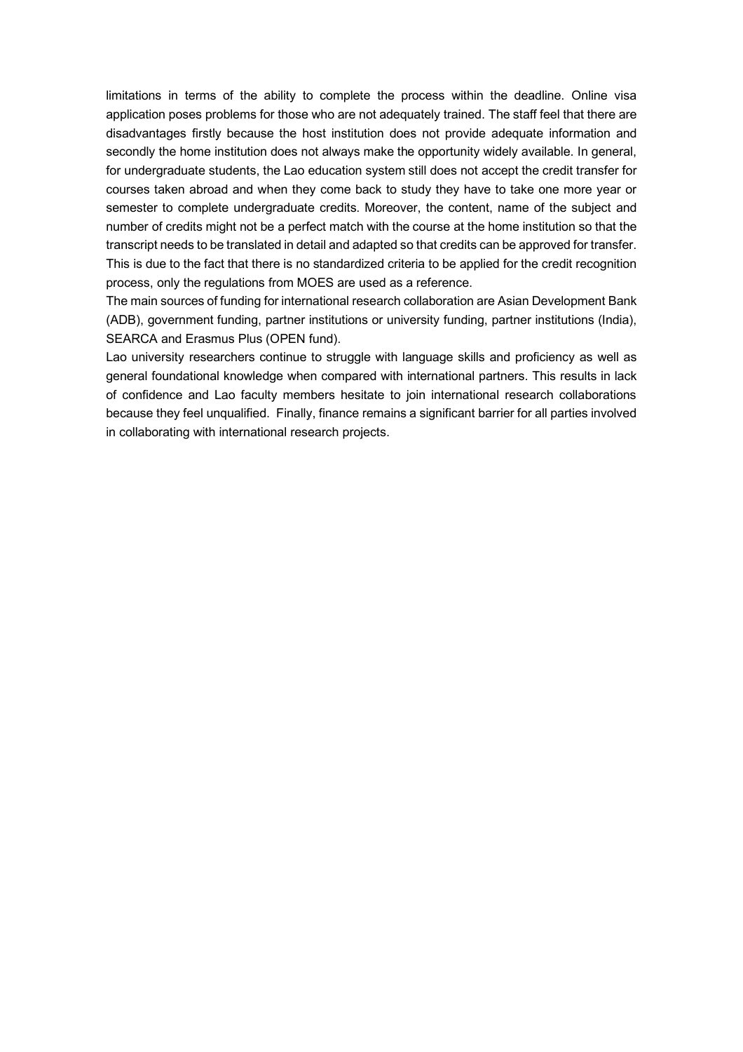limitations in terms of the ability to complete the process within the deadline. Online visa application poses problems for those who are not adequately trained. The staff feel that there are disadvantages firstly because the host institution does not provide adequate information and secondly the home institution does not always make the opportunity widely available. In general, for undergraduate students, the Lao education system still does not accept the credit transfer for courses taken abroad and when they come back to study they have to take one more year or semester to complete undergraduate credits. Moreover, the content, name of the subject and number of credits might not be a perfect match with the course at the home institution so that the transcript needs to be translated in detail and adapted so that credits can be approved for transfer. This is due to the fact that there is no standardized criteria to be applied for the credit recognition process, only the regulations from MOES are used as a reference.

The main sources of funding for international research collaboration are Asian Development Bank (ADB), government funding, partner institutions or university funding, partner institutions (India), SEARCA and Erasmus Plus (OPEN fund).

Lao university researchers continue to struggle with language skills and proficiency as well as general foundational knowledge when compared with international partners. This results in lack of confidence and Lao faculty members hesitate to join international research collaborations because they feel unqualified. Finally, finance remains a significant barrier for all parties involved in collaborating with international research projects.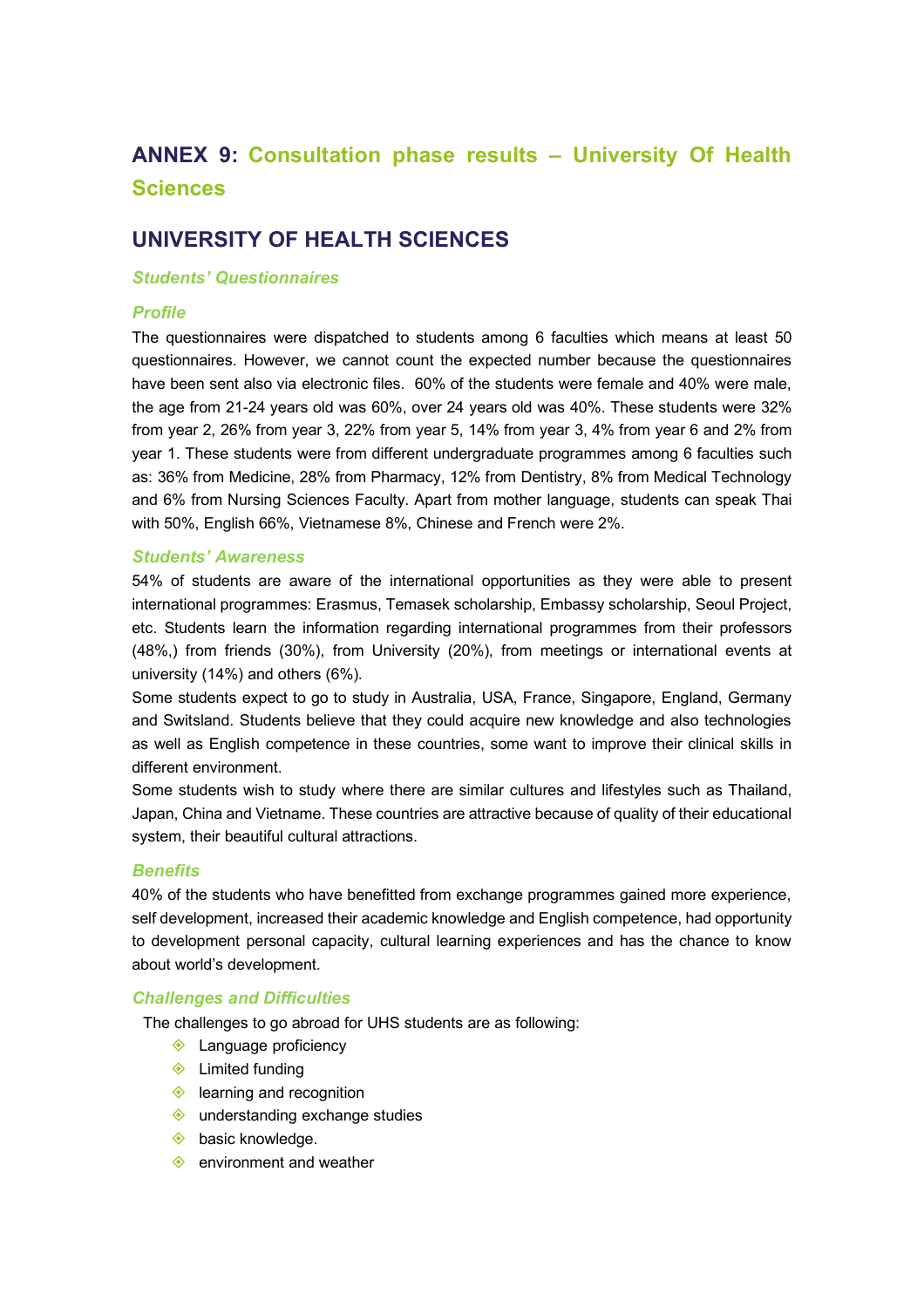# ANNEX 9: Consultation phase results – University Of Health Sciences

## UNIVERSITY OF HEALTH SCIENCES

### *Students' Questionnaires*

### *Profile*

The questionnaires were dispatched to students among 6 faculties which means at least 50 questionnaires. However, we cannot count the expected number because the questionnaires have been sent also via electronic files. 60% of the students were female and 40% were male, the age from 21-24 years old was 60%, over 24 years old was 40%. These students were 32% from year 2, 26% from year 3, 22% from year 5, 14% from year 3, 4% from year 6 and 2% from year 1. These students were from different undergraduate programmes among 6 faculties such as: 36% from Medicine, 28% from Pharmacy, 12% from Dentistry, 8% from Medical Technology and 6% from Nursing Sciences Faculty. Apart from mother language, students can speak Thai with 50%, English 66%, Vietnamese 8%, Chinese and French were 2%.

### *Students' Awareness*

54% of students are aware of the international opportunities as they were able to present international programmes: Erasmus, Temasek scholarship, Embassy scholarship, Seoul Project, etc. Students learn the information regarding international programmes from their professors (48%,) from friends (30%), from University (20%), from meetings or international events at university (14%) and others (6%).

Some students expect to go to study in Australia, USA, France, Singapore, England, Germany and Switsland. Students believe that they could acquire new knowledge and also technologies as well as English competence in these countries, some want to improve their clinical skills in different environment.

Some students wish to study where there are similar cultures and lifestyles such as Thailand, Japan, China and Vietname. These countries are attractive because of quality of their educational system, their beautiful cultural attractions.

### *Benefits*

40% of the students who have benefitted from exchange programmes gained more experience, self development, increased their academic knowledge and English competence, had opportunity to development personal capacity, cultural learning experiences and has the chance to know about world's development.

### *Challenges and Difficulties*

The challenges to go abroad for UHS students are as following:

- Language proficiency
- Limited funding
- learning and recognition
- understanding exchange studies
- basic knowledge.
- environment and weather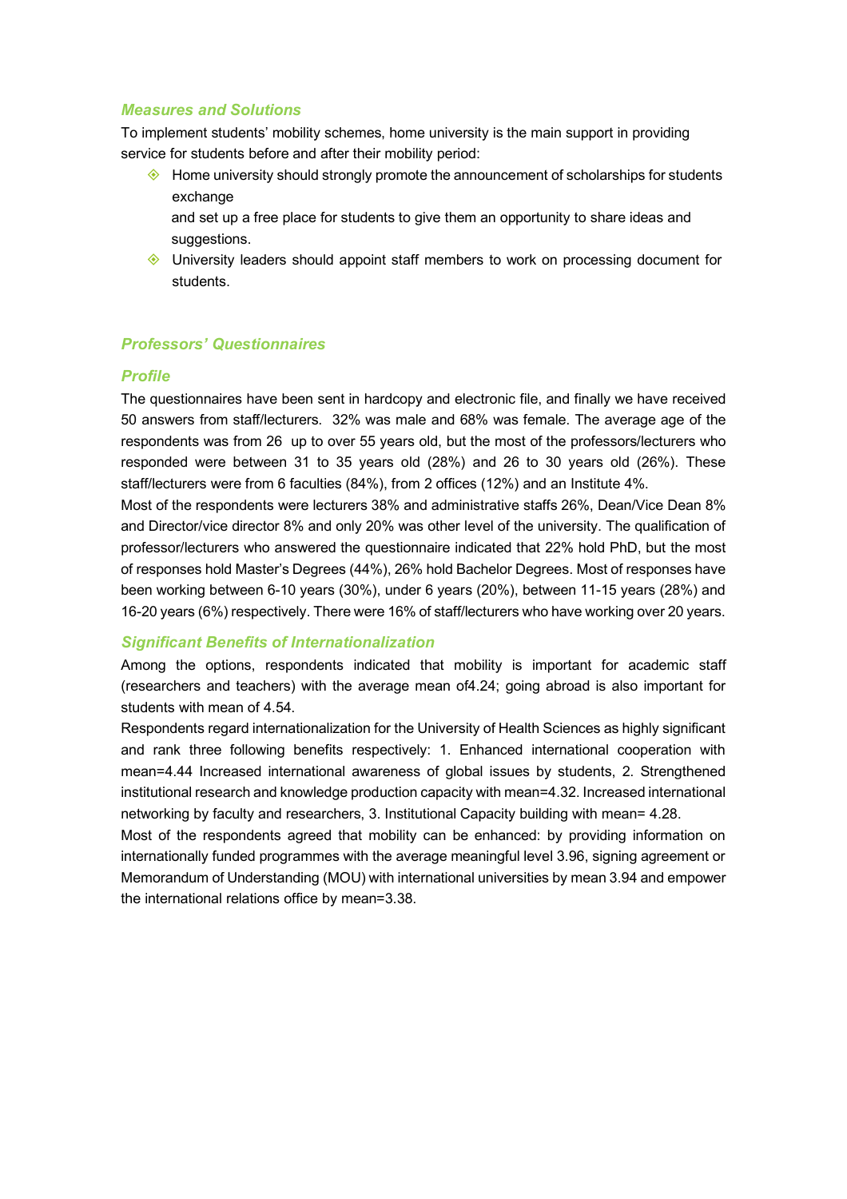### *Measures and Solutions*

To implement students' mobility schemes, home university is the main support in providing service for students before and after their mobility period:

- Home university should strongly promote the announcement of scholarships for students exchange
  and set up a free place for students to give them an opportunity to share ideas and suggestions.
- University leaders should appoint staff members to work on processing document for students.

### *Professors' Questionnaires*

### *Profile*

The questionnaires have been sent in hardcopy and electronic file, and finally we have received 50 answers from staff/lecturers. 32% was male and 68% was female. The average age of the respondents was from 26 up to over 55 years old, but the most of the professors/lecturers who responded were between 31 to 35 years old (28%) and 26 to 30 years old (26%). These staff/lecturers were from 6 faculties (84%), from 2 offices (12%) and an Institute 4%.

Most of the respondents were lecturers 38% and administrative staffs 26%, Dean/Vice Dean 8% and Director/vice director 8% and only 20% was other level of the university. The qualification of professor/lecturers who answered the questionnaire indicated that 22% hold PhD, but the most of responses hold Master's Degrees (44%), 26% hold Bachelor Degrees. Most of responses have been working between 6-10 years (30%), under 6 years (20%), between 11-15 years (28%) and 16-20 years (6%) respectively. There were 16% of staff/lecturers who have working over 20 years.

### *Significant Benefits of Internationalization*

Among the options, respondents indicated that mobility is important for academic staff (researchers and teachers) with the average mean of4.24; going abroad is also important for students with mean of 4.54.

Respondents regard internationalization for the University of Health Sciences as highly significant and rank three following benefits respectively: 1. Enhanced international cooperation with mean=4.44 Increased international awareness of global issues by students, 2. Strengthened institutional research and knowledge production capacity with mean=4.32. Increased international networking by faculty and researchers, 3. Institutional Capacity building with mean= 4.28.

Most of the respondents agreed that mobility can be enhanced: by providing information on internationally funded programmes with the average meaningful level 3.96, signing agreement or Memorandum of Understanding (MOU) with international universities by mean 3.94 and empower the international relations office by mean=3.38.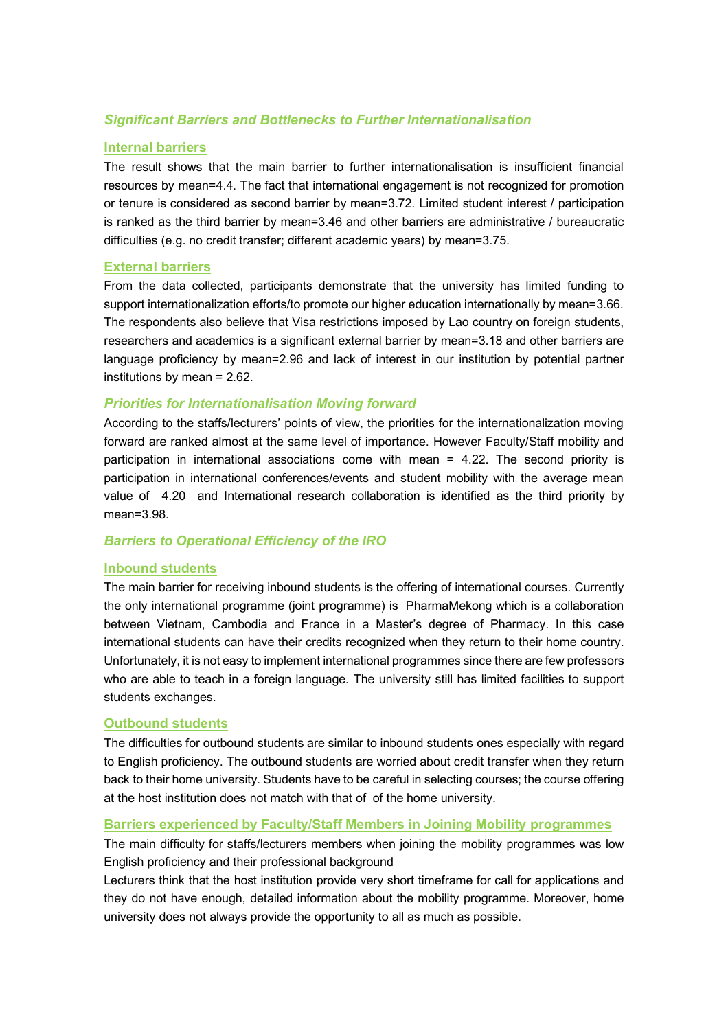### *Significant Barriers and Bottlenecks to Further Internationalisation*

#### Internal barriers

The result shows that the main barrier to further internationalisation is insufficient financial resources by mean=4.4. The fact that international engagement is not recognized for promotion or tenure is considered as second barrier by mean=3.72. Limited student interest / participation is ranked as the third barrier by mean=3.46 and other barriers are administrative / bureaucratic difficulties (e.g. no credit transfer; different academic years) by mean=3.75.

#### External barriers

From the data collected, participants demonstrate that the university has limited funding to support internationalization efforts/to promote our higher education internationally by mean=3.66. The respondents also believe that Visa restrictions imposed by Lao country on foreign students, researchers and academics is a significant external barrier by mean=3.18 and other barriers are language proficiency by mean=2.96 and lack of interest in our institution by potential partner institutions by mean = 2.62.

### *Priorities for Internationalisation Moving forward*

According to the staffs/lecturers' points of view, the priorities for the internationalization moving forward are ranked almost at the same level of importance. However Faculty/Staff mobility and participation in international associations come with mean = 4.22. The second priority is participation in international conferences/events and student mobility with the average mean value of 4.20 and International research collaboration is identified as the third priority by mean=3.98.

### *Barriers to Operational Efficiency of the IRO*

#### Inbound students

The main barrier for receiving inbound students is the offering of international courses. Currently the only international programme (joint programme) is PharmaMekong which is a collaboration between Vietnam, Cambodia and France in a Master's degree of Pharmacy. In this case international students can have their credits recognized when they return to their home country. Unfortunately, it is not easy to implement international programmes since there are few professors who are able to teach in a foreign language. The university still has limited facilities to support students exchanges.

#### Outbound students

The difficulties for outbound students are similar to inbound students ones especially with regard to English proficiency. The outbound students are worried about credit transfer when they return back to their home university. Students have to be careful in selecting courses; the course offering at the host institution does not match with that of of the home university.

#### Barriers experienced by Faculty/Staff Members in Joining Mobility programmes

The main difficulty for staffs/lecturers members when joining the mobility programmes was low English proficiency and their professional background

Lecturers think that the host institution provide very short timeframe for call for applications and they do not have enough, detailed information about the mobility programme. Moreover, home university does not always provide the opportunity to all as much as possible.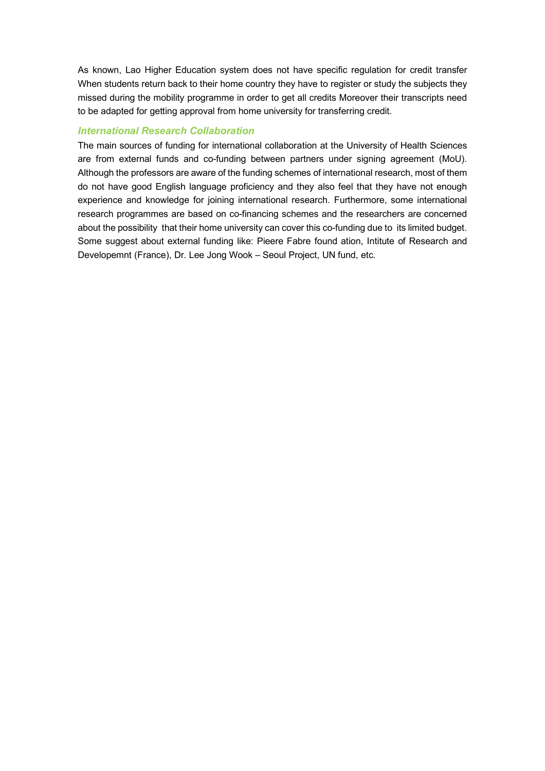As known, Lao Higher Education system does not have specific regulation for credit transfer When students return back to their home country they have to register or study the subjects they missed during the mobility programme in order to get all credits Moreover their transcripts need to be adapted for getting approval from home university for transferring credit.

### *International Research Collaboration*

The main sources of funding for international collaboration at the University of Health Sciences are from external funds and co-funding between partners under signing agreement (MoU). Although the professors are aware of the funding schemes of international research, most of them do not have good English language proficiency and they also feel that they have not enough experience and knowledge for joining international research. Furthermore, some international research programmes are based on co-financing schemes and the researchers are concerned about the possibility that their home university can cover this co-funding due to its limited budget. Some suggest about external funding like: Pieere Fabre found ation, Intitute of Research and Developemnt (France), Dr. Lee Jong Wook – Seoul Project, UN fund, etc.